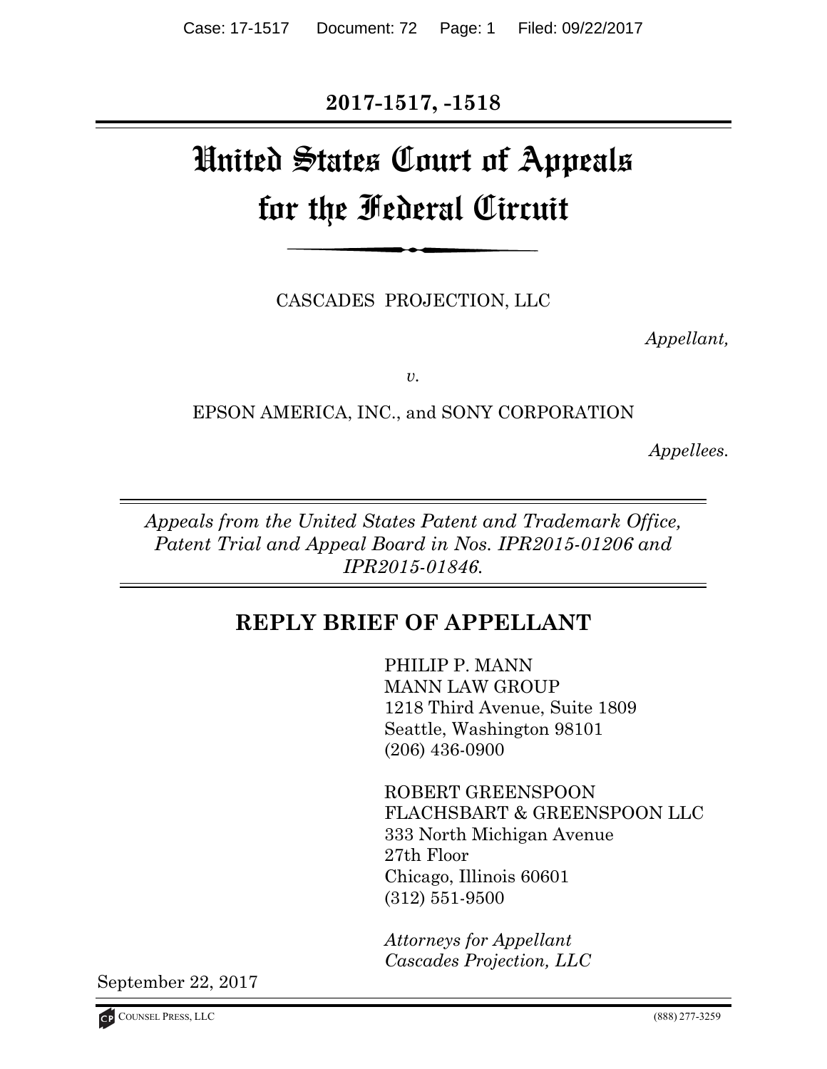**2017-1517, -1518**

# United States Court of Appeals for the Federal Circuit

CASCADES PROJECTION, LLC

*Appellant,*

*v.*

EPSON AMERICA, INC., and SONY CORPORATION

*Appellees.*

*Appeals from the United States Patent and Trademark Office, Patent Trial and Appeal Board in Nos. IPR2015-01206 and IPR2015-01846.*

## REPLY BRIEF OF APPELLANT

PHILIP P. MANN
MANN LAW GROUP
1218 Third Avenue, Suite 1809
Seattle, Washington 98101
(206) 436-0900

ROBERT GREENSPOON
FLACHSBART & GREENSPOON LLC
333 North Michigan Avenue
27th Floor
Chicago, Illinois 60601
(312) 551-9500

*Attorneys for Appellant*
*Cascades Projection, LLC*

September 22, 2017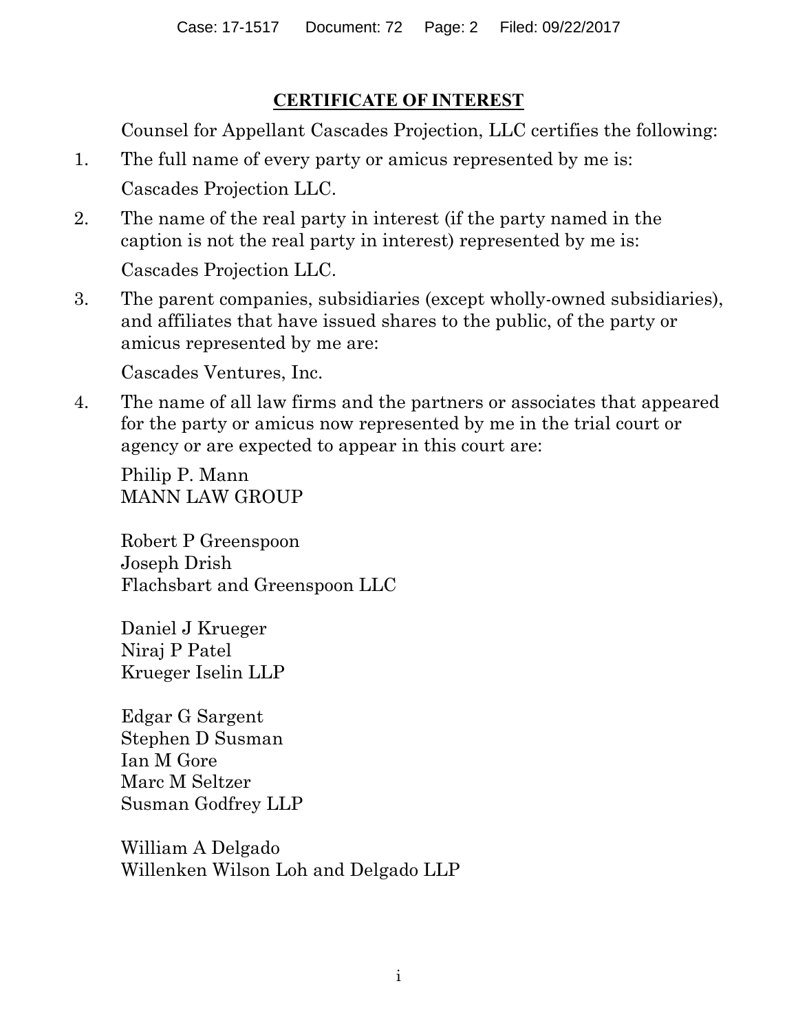## CERTIFICATE OF INTEREST

Counsel for Appellant Cascades Projection, LLC certifies the following:

1. The full name of every party or amicus represented by me is:

   Cascades Projection LLC.

2. The name of the real party in interest (if the party named in the caption is not the real party in interest) represented by me is:

   Cascades Projection LLC.

3. The parent companies, subsidiaries (except wholly-owned subsidiaries), and affiliates that have issued shares to the public, of the party or amicus represented by me are:

   Cascades Ventures, Inc.

4. The name of all law firms and the partners or associates that appeared for the party or amicus now represented by me in the trial court or agency or are expected to appear in this court are:

   Philip P. Mann
   MANN LAW GROUP

   Robert P Greenspoon
   Joseph Drish
   Flachsbart and Greenspoon LLC

   Daniel J Krueger
   Niraj P Patel
   Krueger Iselin LLP

   Edgar G Sargent
   Stephen D Susman
   Ian M Gore
   Marc M Seltzer
   Susman Godfrey LLP

   William A Delgado
   Willenken Wilson Loh and Delgado LLP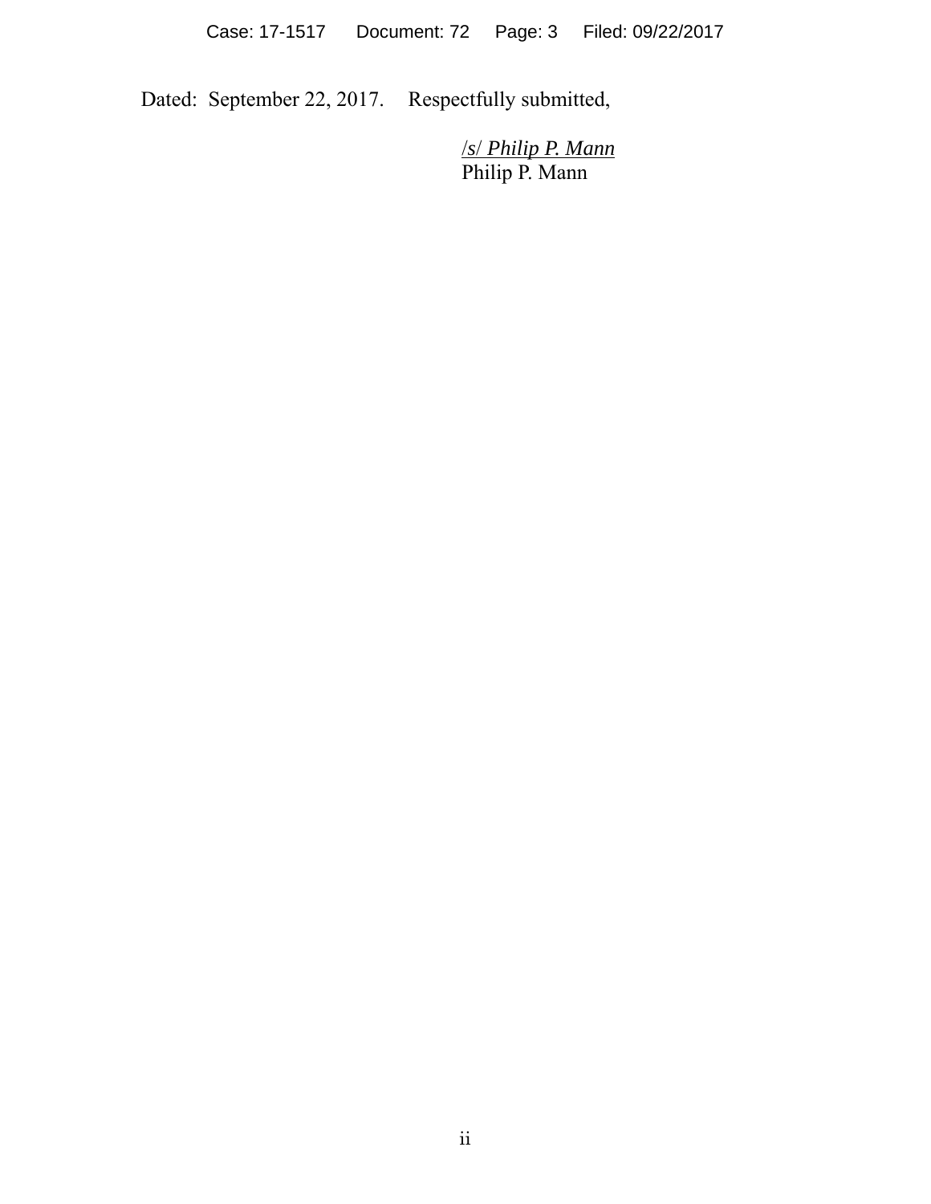Dated: September 22, 2017. Respectfully submitted,

/s/ *Philip P. Mann*
Philip P. Mann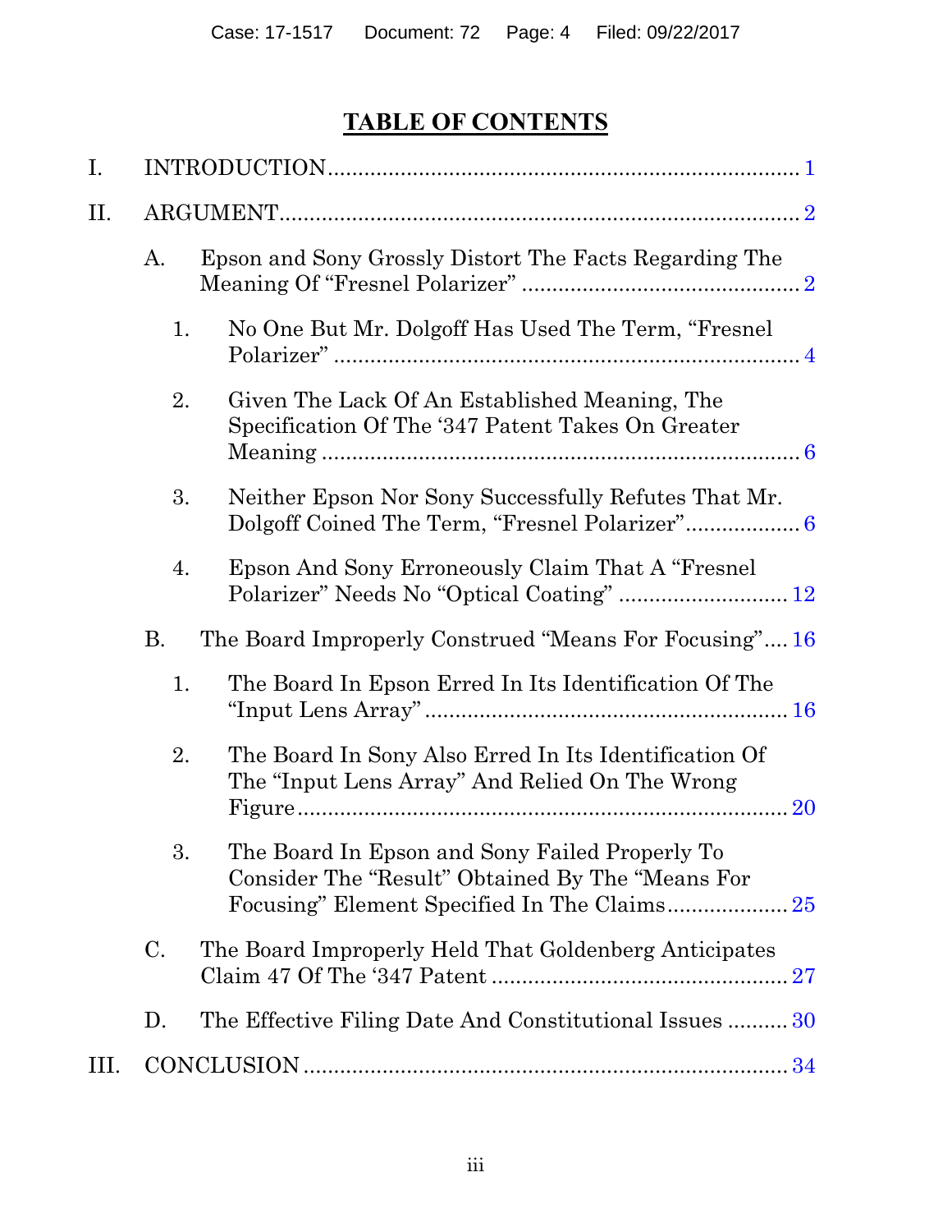# TABLE OF CONTENTS

I. INTRODUCTION .......... 1

II. ARGUMENT .......... 2

- A. Epson and Sony Grossly Distort The Facts Regarding The Meaning Of "Fresnel Polarizer" .......... 2
  - 1. No One But Mr. Dolgoff Has Used The Term, "Fresnel Polarizer" .......... 4
  - 2. Given The Lack Of An Established Meaning, The Specification Of The '347 Patent Takes On Greater Meaning .......... 6
  - 3. Neither Epson Nor Sony Successfully Refutes That Mr. Dolgoff Coined The Term, "Fresnel Polarizer" .......... 6
  - 4. Epson And Sony Erroneously Claim That A "Fresnel Polarizer" Needs No "Optical Coating" .......... 12
- B. The Board Improperly Construed "Means For Focusing" .......... 16
  - 1. The Board In Epson Erred In Its Identification Of The "Input Lens Array" .......... 16
  - 2. The Board In Sony Also Erred In Its Identification Of The "Input Lens Array" And Relied On The Wrong Figure .......... 20
  - 3. The Board In Epson and Sony Failed Properly To Consider The "Result" Obtained By The "Means For Focusing" Element Specified In The Claims .......... 25
- C. The Board Improperly Held That Goldenberg Anticipates Claim 47 Of The '347 Patent .......... 27
- D. The Effective Filing Date And Constitutional Issues .......... 30

III. CONCLUSION .......... 34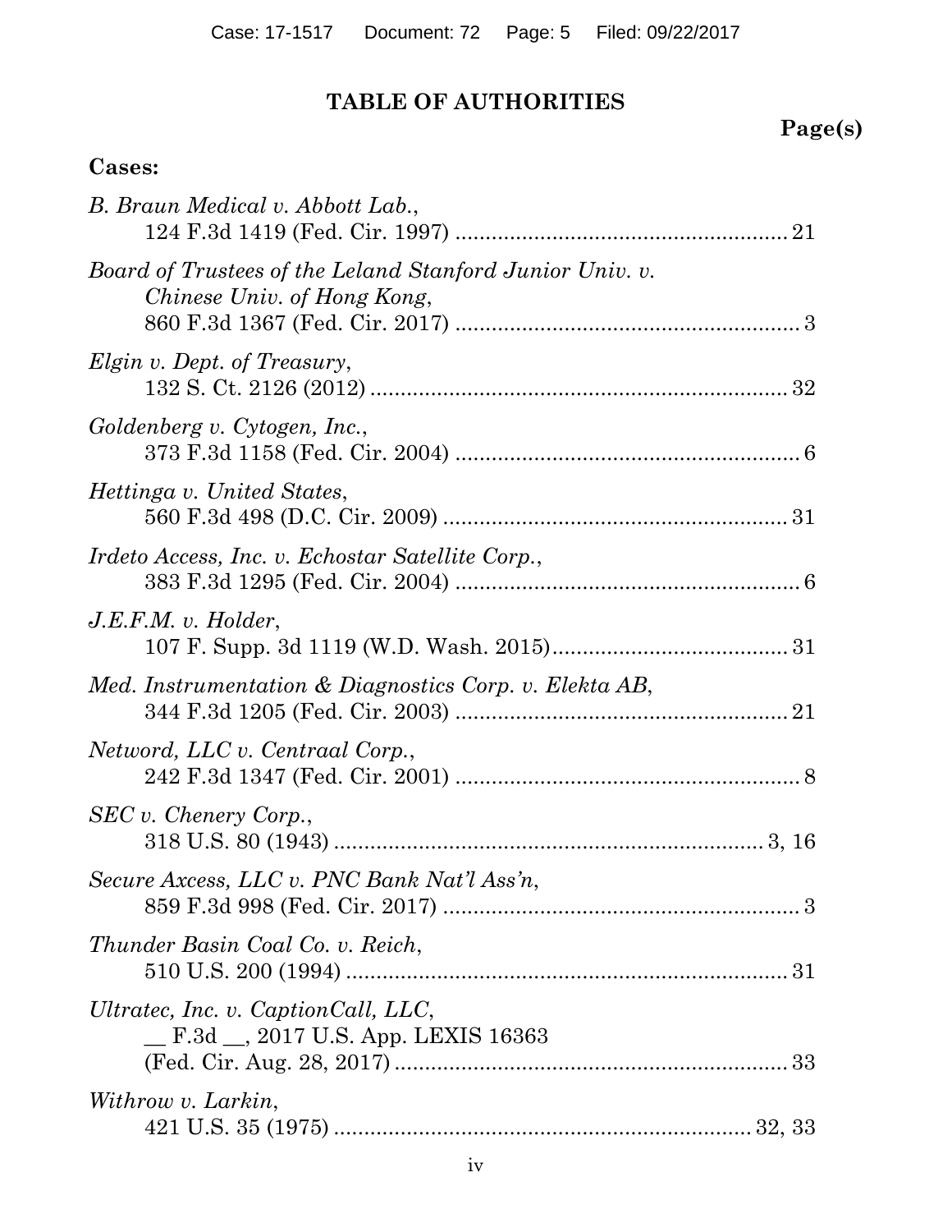# TABLE OF AUTHORITIES

**Page(s)**

**Cases:**

*B. Braun Medical v. Abbott Lab.*,
124 F.3d 1419 (Fed. Cir. 1997) .......................................................... 21

*Board of Trustees of the Leland Stanford Junior Univ. v. Chinese Univ. of Hong Kong*,
860 F.3d 1367 (Fed. Cir. 2017) .......................................................... 3

*Elgin v. Dept. of Treasury*,
132 S. Ct. 2126 (2012) .......................................................... 32

*Goldenberg v. Cytogen, Inc.*,
373 F.3d 1158 (Fed. Cir. 2004) .......................................................... 6

*Hettinga v. United States*,
560 F.3d 498 (D.C. Cir. 2009) .......................................................... 31

*Irdeto Access, Inc. v. Echostar Satellite Corp.*,
383 F.3d 1295 (Fed. Cir. 2004) .......................................................... 6

*J.E.F.M. v. Holder*,
107 F. Supp. 3d 1119 (W.D. Wash. 2015) .......................................................... 31

*Med. Instrumentation & Diagnostics Corp. v. Elekta AB*,
344 F.3d 1205 (Fed. Cir. 2003) .......................................................... 21

*Netword, LLC v. Centraal Corp.*,
242 F.3d 1347 (Fed. Cir. 2001) .......................................................... 8

*SEC v. Chenery Corp.*,
318 U.S. 80 (1943) .......................................................... 3, 16

*Secure Axcess, LLC v. PNC Bank Nat'l Ass'n*,
859 F.3d 998 (Fed. Cir. 2017) .......................................................... 3

*Thunder Basin Coal Co. v. Reich*,
510 U.S. 200 (1994) .......................................................... 31

*Ultratec, Inc. v. CaptionCall, LLC*,
__ F.3d __, 2017 U.S. App. LEXIS 16363 (Fed. Cir. Aug. 28, 2017) .......................................................... 33

*Withrow v. Larkin*,
421 U.S. 35 (1975) .......................................................... 32, 33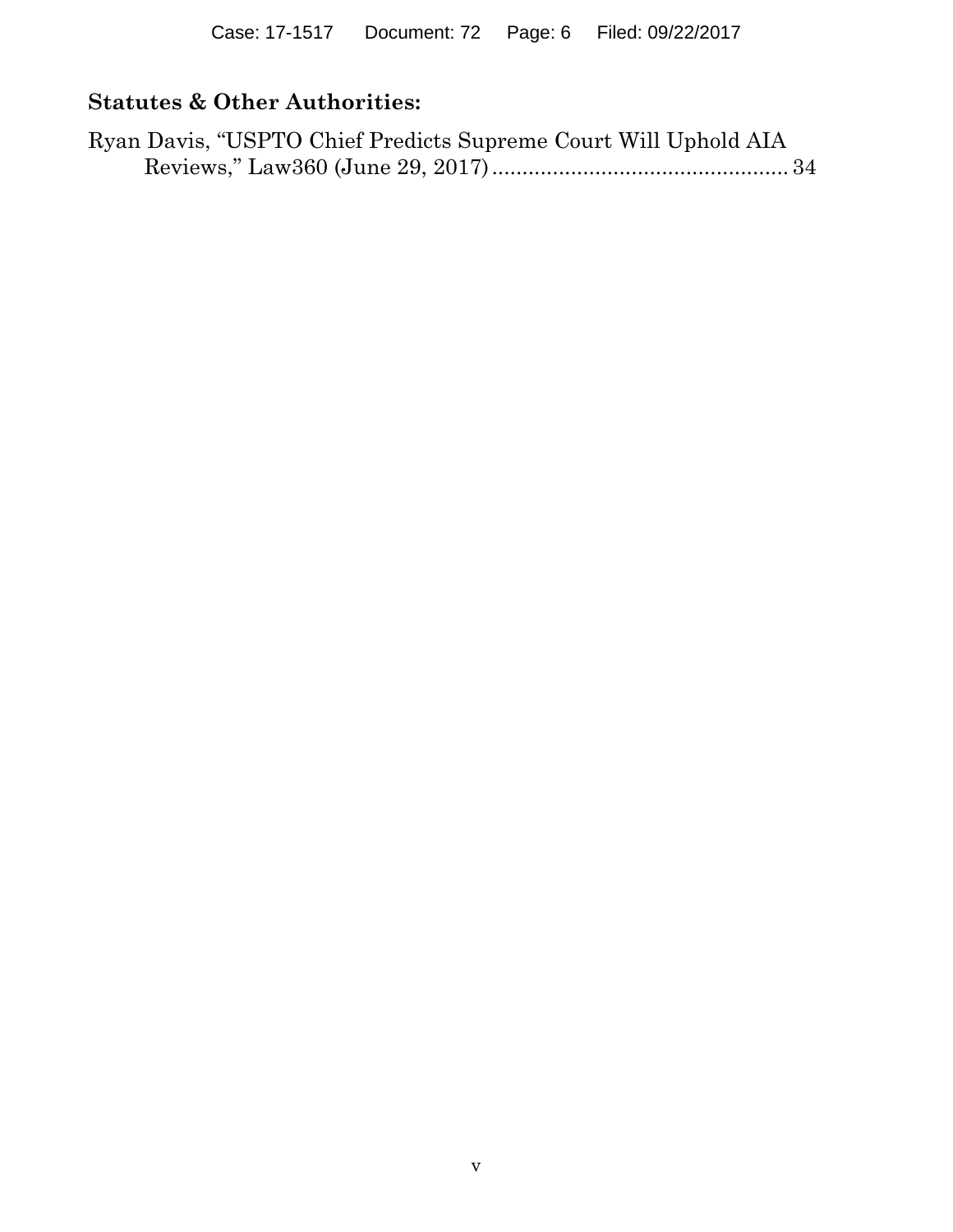**Statutes & Other Authorities:**

Ryan Davis, "USPTO Chief Predicts Supreme Court Will Uphold AIA Reviews," Law360 (June 29, 2017) ................................................ 34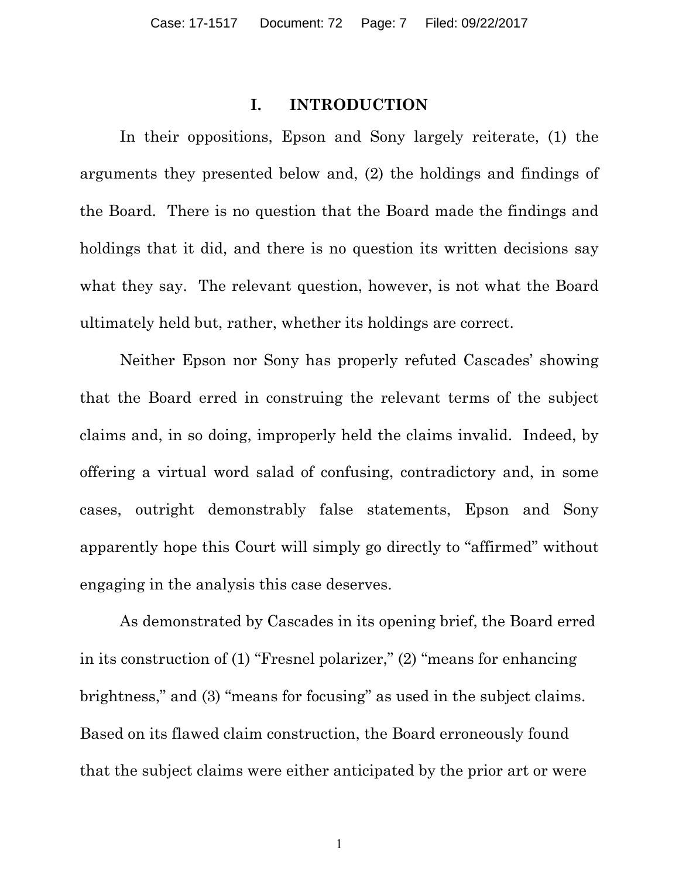# I. INTRODUCTION

In their oppositions, Epson and Sony largely reiterate, (1) the arguments they presented below and, (2) the holdings and findings of the Board. There is no question that the Board made the findings and holdings that it did, and there is no question its written decisions say what they say. The relevant question, however, is not what the Board ultimately held but, rather, whether its holdings are correct.

Neither Epson nor Sony has properly refuted Cascades' showing that the Board erred in construing the relevant terms of the subject claims and, in so doing, improperly held the claims invalid. Indeed, by offering a virtual word salad of confusing, contradictory and, in some cases, outright demonstrably false statements, Epson and Sony apparently hope this Court will simply go directly to "affirmed" without engaging in the analysis this case deserves.

As demonstrated by Cascades in its opening brief, the Board erred in its construction of (1) "Fresnel polarizer," (2) "means for enhancing brightness," and (3) "means for focusing" as used in the subject claims. Based on its flawed claim construction, the Board erroneously found that the subject claims were either anticipated by the prior art or were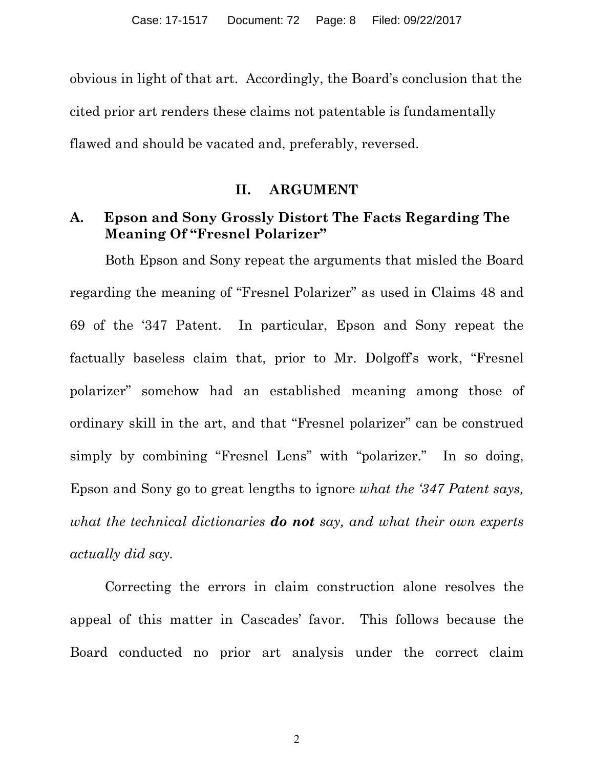obvious in light of that art. Accordingly, the Board's conclusion that the cited prior art renders these claims not patentable is fundamentally flawed and should be vacated and, preferably, reversed.

## II. ARGUMENT

### A. Epson and Sony Grossly Distort The Facts Regarding The Meaning Of "Fresnel Polarizer"

Both Epson and Sony repeat the arguments that misled the Board regarding the meaning of "Fresnel Polarizer" as used in Claims 48 and 69 of the '347 Patent. In particular, Epson and Sony repeat the factually baseless claim that, prior to Mr. Dolgoff's work, "Fresnel polarizer" somehow had an established meaning among those of ordinary skill in the art, and that "Fresnel polarizer" can be construed simply by combining "Fresnel Lens" with "polarizer." In so doing, Epson and Sony go to great lengths to ignore *what the '347 Patent says, what the technical dictionaries **do not** say, and what their own experts actually did say.*

Correcting the errors in claim construction alone resolves the appeal of this matter in Cascades' favor. This follows because the Board conducted no prior art analysis under the correct claim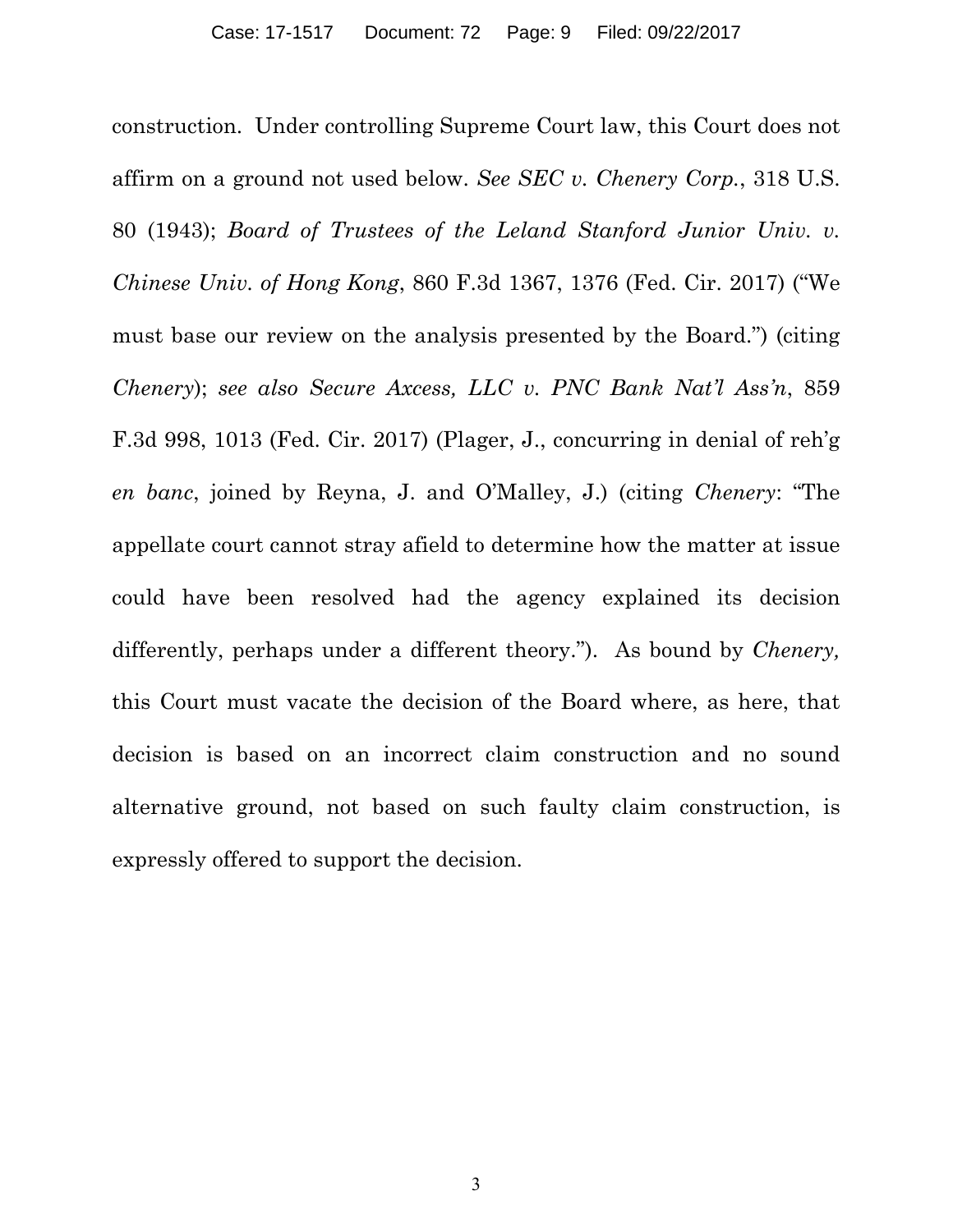construction. Under controlling Supreme Court law, this Court does not affirm on a ground not used below. *See SEC v. Chenery Corp.*, 318 U.S. 80 (1943); *Board of Trustees of the Leland Stanford Junior Univ. v. Chinese Univ. of Hong Kong*, 860 F.3d 1367, 1376 (Fed. Cir. 2017) ("We must base our review on the analysis presented by the Board.") (citing *Chenery*); *see also Secure Axcess, LLC v. PNC Bank Nat'l Ass'n*, 859 F.3d 998, 1013 (Fed. Cir. 2017) (Plager, J., concurring in denial of reh'g *en banc*, joined by Reyna, J. and O'Malley, J.) (citing *Chenery*: "The appellate court cannot stray afield to determine how the matter at issue could have been resolved had the agency explained its decision differently, perhaps under a different theory."). As bound by *Chenery,* this Court must vacate the decision of the Board where, as here, that decision is based on an incorrect claim construction and no sound alternative ground, not based on such faulty claim construction, is expressly offered to support the decision.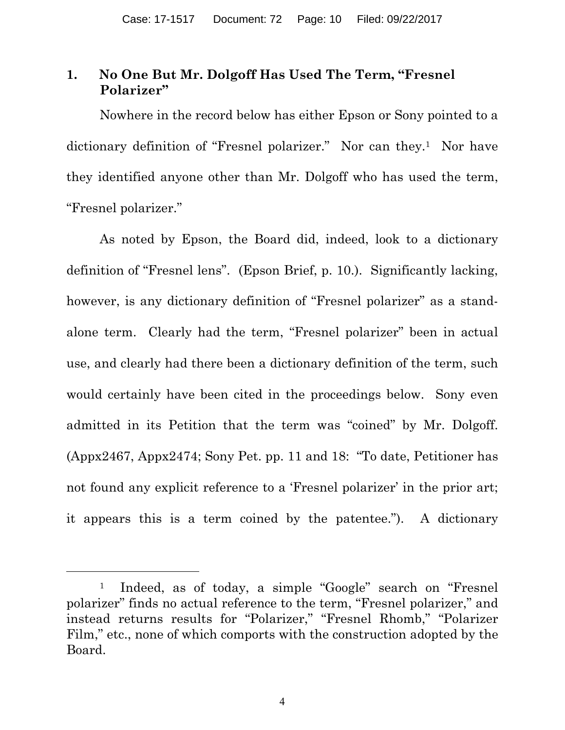### 1. No One But Mr. Dolgoff Has Used The Term, "Fresnel Polarizer"

Nowhere in the record below has either Epson or Sony pointed to a dictionary definition of "Fresnel polarizer." Nor can they.[1] Nor have they identified anyone other than Mr. Dolgoff who has used the term, "Fresnel polarizer."

As noted by Epson, the Board did, indeed, look to a dictionary definition of "Fresnel lens". (Epson Brief, p. 10.). Significantly lacking, however, is any dictionary definition of "Fresnel polarizer" as a stand-alone term. Clearly had the term, "Fresnel polarizer" been in actual use, and clearly had there been a dictionary definition of the term, such would certainly have been cited in the proceedings below. Sony even admitted in its Petition that the term was "coined" by Mr. Dolgoff. (Appx2467, Appx2474; Sony Pet. pp. 11 and 18: "To date, Petitioner has not found any explicit reference to a 'Fresnel polarizer' in the prior art; it appears this is a term coined by the patentee."). A dictionary

[1] Indeed, as of today, a simple "Google" search on "Fresnel polarizer" finds no actual reference to the term, "Fresnel polarizer," and instead returns results for "Polarizer," "Fresnel Rhomb," "Polarizer Film," etc., none of which comports with the construction adopted by the Board.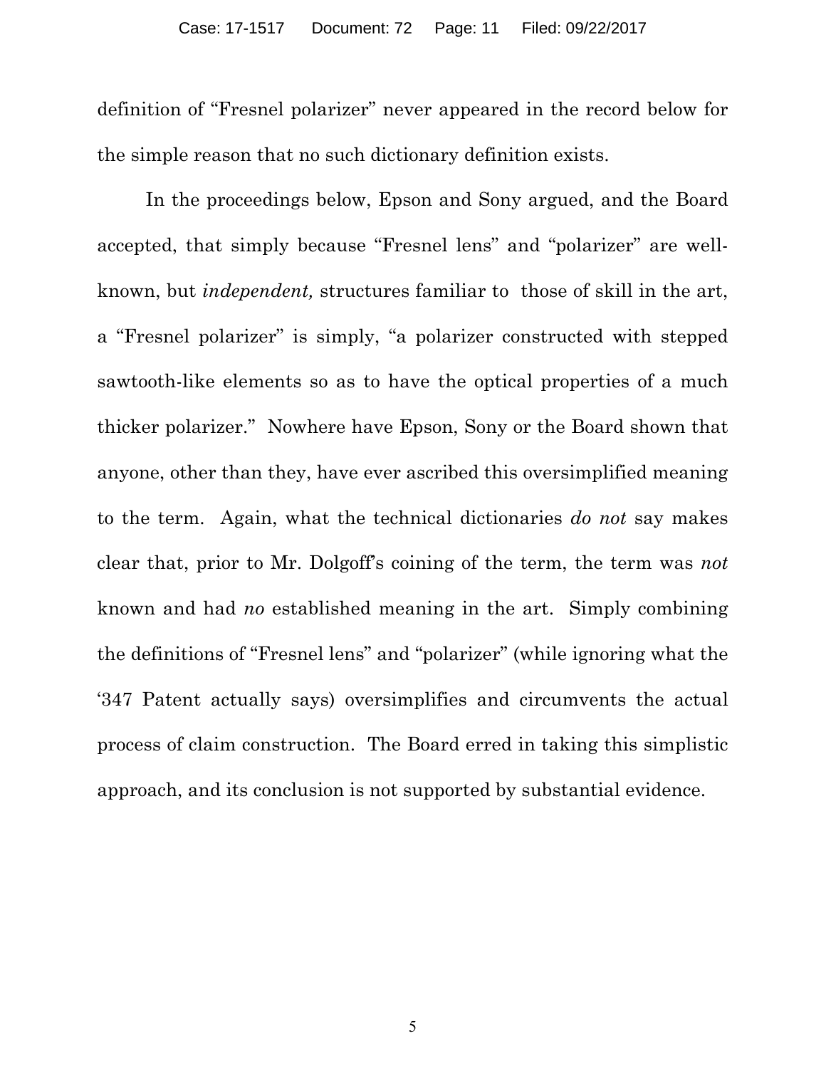definition of "Fresnel polarizer" never appeared in the record below for the simple reason that no such dictionary definition exists.

In the proceedings below, Epson and Sony argued, and the Board accepted, that simply because "Fresnel lens" and "polarizer" are well-known, but *independent,* structures familiar to those of skill in the art, a "Fresnel polarizer" is simply, "a polarizer constructed with stepped sawtooth-like elements so as to have the optical properties of a much thicker polarizer." Nowhere have Epson, Sony or the Board shown that anyone, other than they, have ever ascribed this oversimplified meaning to the term. Again, what the technical dictionaries *do not* say makes clear that, prior to Mr. Dolgoff's coining of the term, the term was *not* known and had *no* established meaning in the art. Simply combining the definitions of "Fresnel lens" and "polarizer" (while ignoring what the '347 Patent actually says) oversimplifies and circumvents the actual process of claim construction. The Board erred in taking this simplistic approach, and its conclusion is not supported by substantial evidence.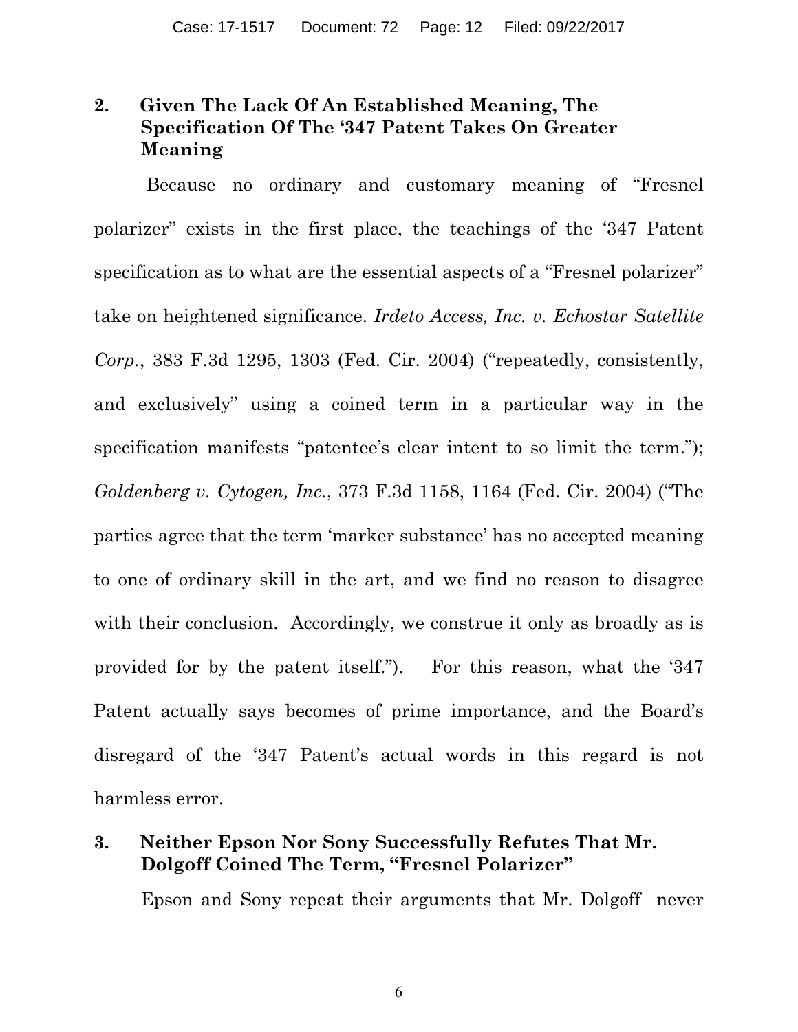### 2. Given The Lack Of An Established Meaning, The Specification Of The '347 Patent Takes On Greater Meaning

Because no ordinary and customary meaning of "Fresnel polarizer" exists in the first place, the teachings of the '347 Patent specification as to what are the essential aspects of a "Fresnel polarizer" take on heightened significance. *Irdeto Access, Inc. v. Echostar Satellite Corp.*, 383 F.3d 1295, 1303 (Fed. Cir. 2004) ("repeatedly, consistently, and exclusively" using a coined term in a particular way in the specification manifests "patentee's clear intent to so limit the term."); *Goldenberg v. Cytogen, Inc.*, 373 F.3d 1158, 1164 (Fed. Cir. 2004) ("The parties agree that the term 'marker substance' has no accepted meaning to one of ordinary skill in the art, and we find no reason to disagree with their conclusion. Accordingly, we construe it only as broadly as is provided for by the patent itself."). For this reason, what the '347 Patent actually says becomes of prime importance, and the Board's disregard of the '347 Patent's actual words in this regard is not harmless error.

### 3. Neither Epson Nor Sony Successfully Refutes That Mr. Dolgoff Coined The Term, "Fresnel Polarizer"

Epson and Sony repeat their arguments that Mr. Dolgoff never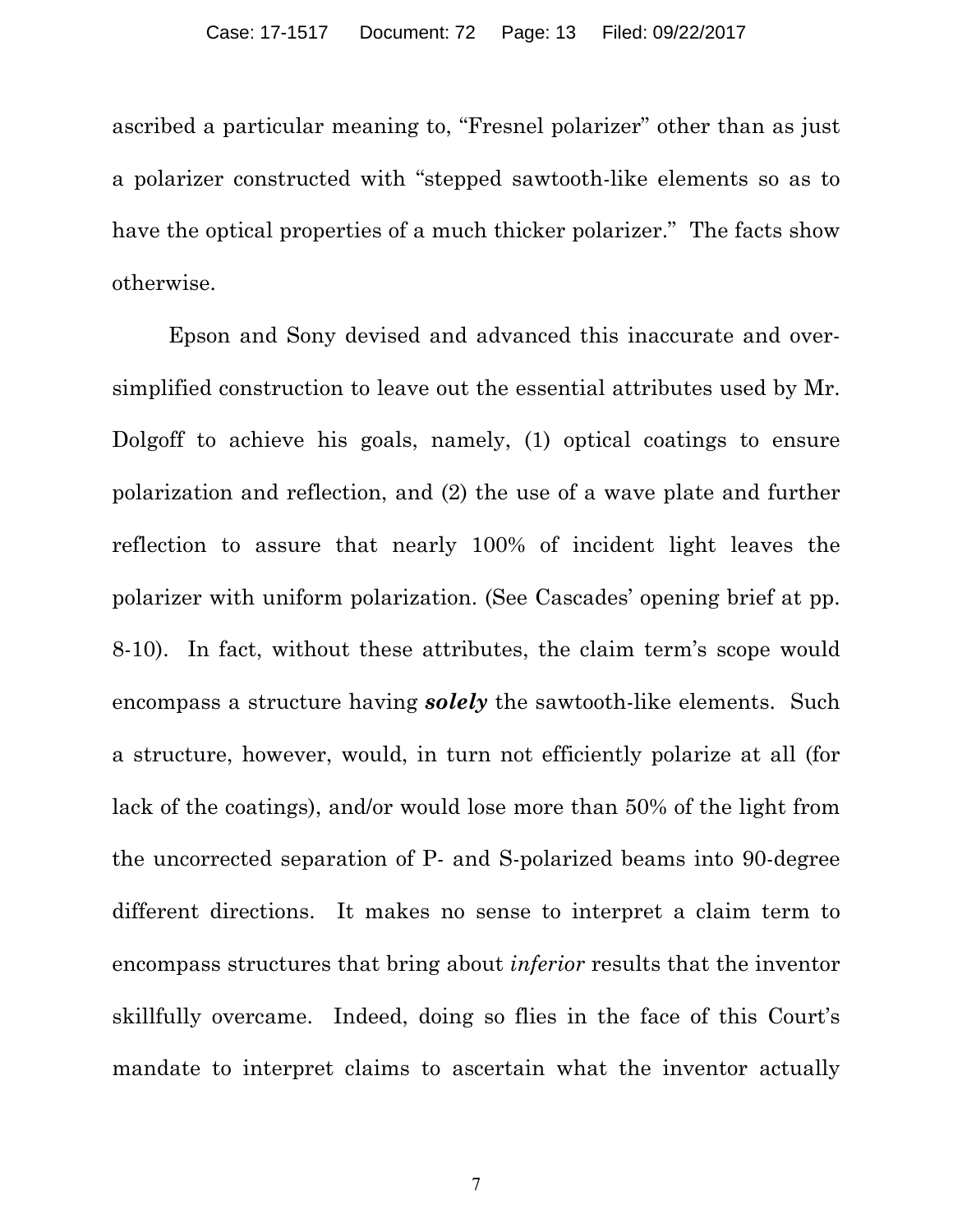ascribed a particular meaning to, "Fresnel polarizer" other than as just a polarizer constructed with "stepped sawtooth-like elements so as to have the optical properties of a much thicker polarizer." The facts show otherwise.

Epson and Sony devised and advanced this inaccurate and over-simplified construction to leave out the essential attributes used by Mr. Dolgoff to achieve his goals, namely, (1) optical coatings to ensure polarization and reflection, and (2) the use of a wave plate and further reflection to assure that nearly 100% of incident light leaves the polarizer with uniform polarization. (See Cascades' opening brief at pp. 8-10). In fact, without these attributes, the claim term's scope would encompass a structure having ***solely*** the sawtooth-like elements. Such a structure, however, would, in turn not efficiently polarize at all (for lack of the coatings), and/or would lose more than 50% of the light from the uncorrected separation of P- and S-polarized beams into 90-degree different directions. It makes no sense to interpret a claim term to encompass structures that bring about *inferior* results that the inventor skillfully overcame. Indeed, doing so flies in the face of this Court's mandate to interpret claims to ascertain what the inventor actually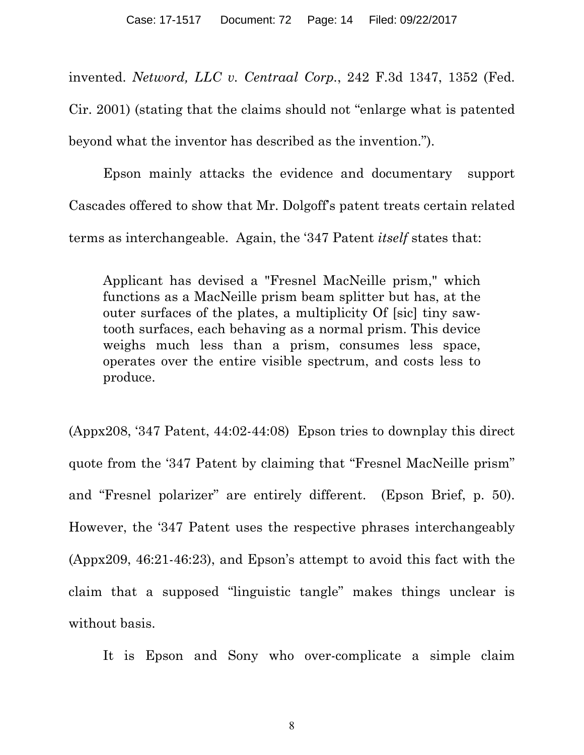invented. *Netword, LLC v. Centraal Corp.*, 242 F.3d 1347, 1352 (Fed. Cir. 2001) (stating that the claims should not "enlarge what is patented beyond what the inventor has described as the invention.").

Epson mainly attacks the evidence and documentary support Cascades offered to show that Mr. Dolgoff's patent treats certain related terms as interchangeable. Again, the '347 Patent *itself* states that:

> Applicant has devised a "Fresnel MacNeille prism," which functions as a MacNeille prism beam splitter but has, at the outer surfaces of the plates, a multiplicity Of [sic] tiny saw-tooth surfaces, each behaving as a normal prism. This device weighs much less than a prism, consumes less space, operates over the entire visible spectrum, and costs less to produce.

(Appx208, '347 Patent, 44:02-44:08) Epson tries to downplay this direct quote from the '347 Patent by claiming that "Fresnel MacNeille prism" and "Fresnel polarizer" are entirely different. (Epson Brief, p. 50). However, the '347 Patent uses the respective phrases interchangeably (Appx209, 46:21-46:23), and Epson's attempt to avoid this fact with the claim that a supposed "linguistic tangle" makes things unclear is without basis.

It is Epson and Sony who over-complicate a simple claim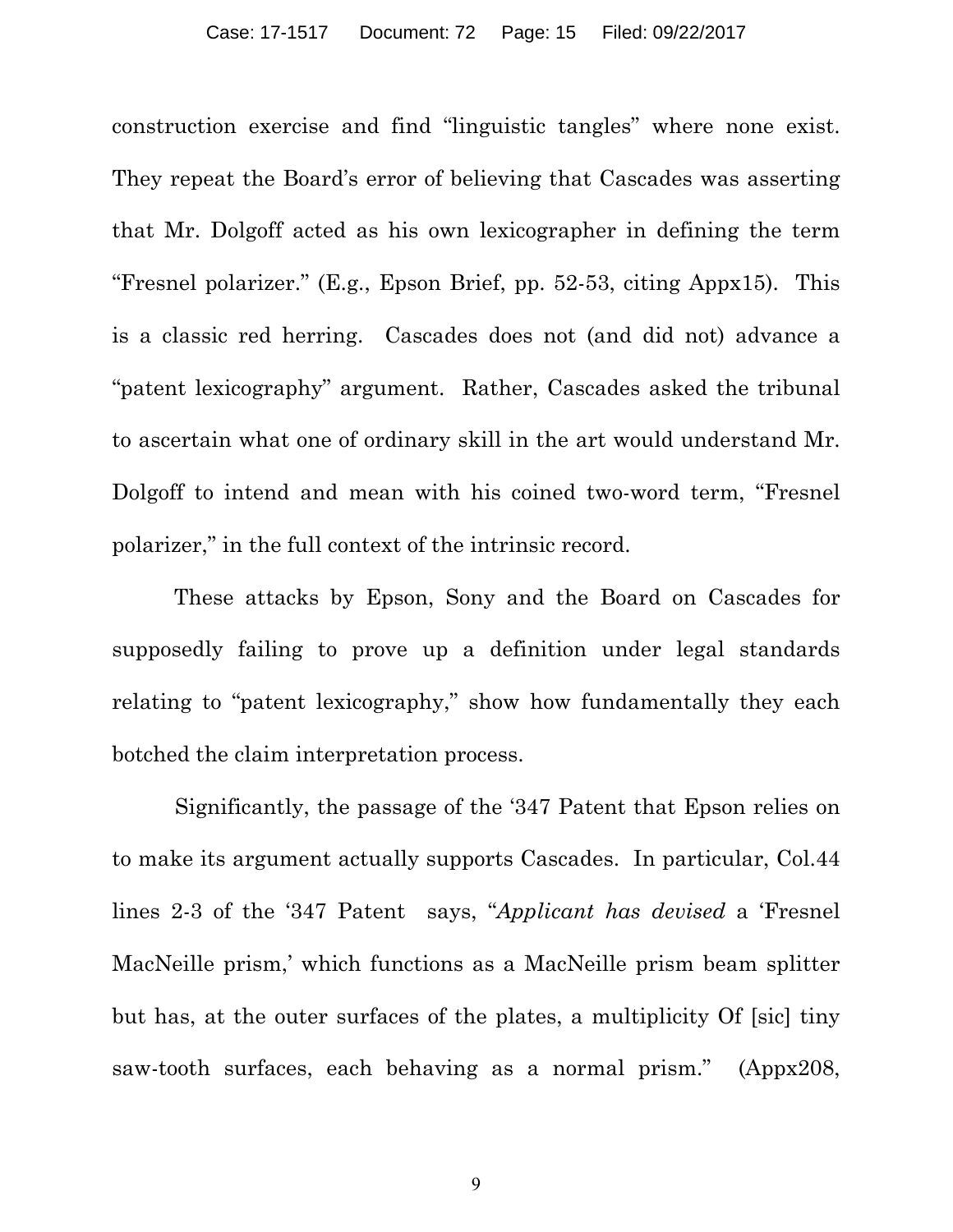construction exercise and find "linguistic tangles" where none exist. They repeat the Board's error of believing that Cascades was asserting that Mr. Dolgoff acted as his own lexicographer in defining the term "Fresnel polarizer." (E.g., Epson Brief, pp. 52-53, citing Appx15). This is a classic red herring. Cascades does not (and did not) advance a "patent lexicography" argument. Rather, Cascades asked the tribunal to ascertain what one of ordinary skill in the art would understand Mr. Dolgoff to intend and mean with his coined two-word term, "Fresnel polarizer," in the full context of the intrinsic record.

These attacks by Epson, Sony and the Board on Cascades for supposedly failing to prove up a definition under legal standards relating to "patent lexicography," show how fundamentally they each botched the claim interpretation process.

Significantly, the passage of the '347 Patent that Epson relies on to make its argument actually supports Cascades. In particular, Col.44 lines 2-3 of the '347 Patent says, "*Applicant has devised* a 'Fresnel MacNeille prism,' which functions as a MacNeille prism beam splitter but has, at the outer surfaces of the plates, a multiplicity Of [sic] tiny saw-tooth surfaces, each behaving as a normal prism." (Appx208,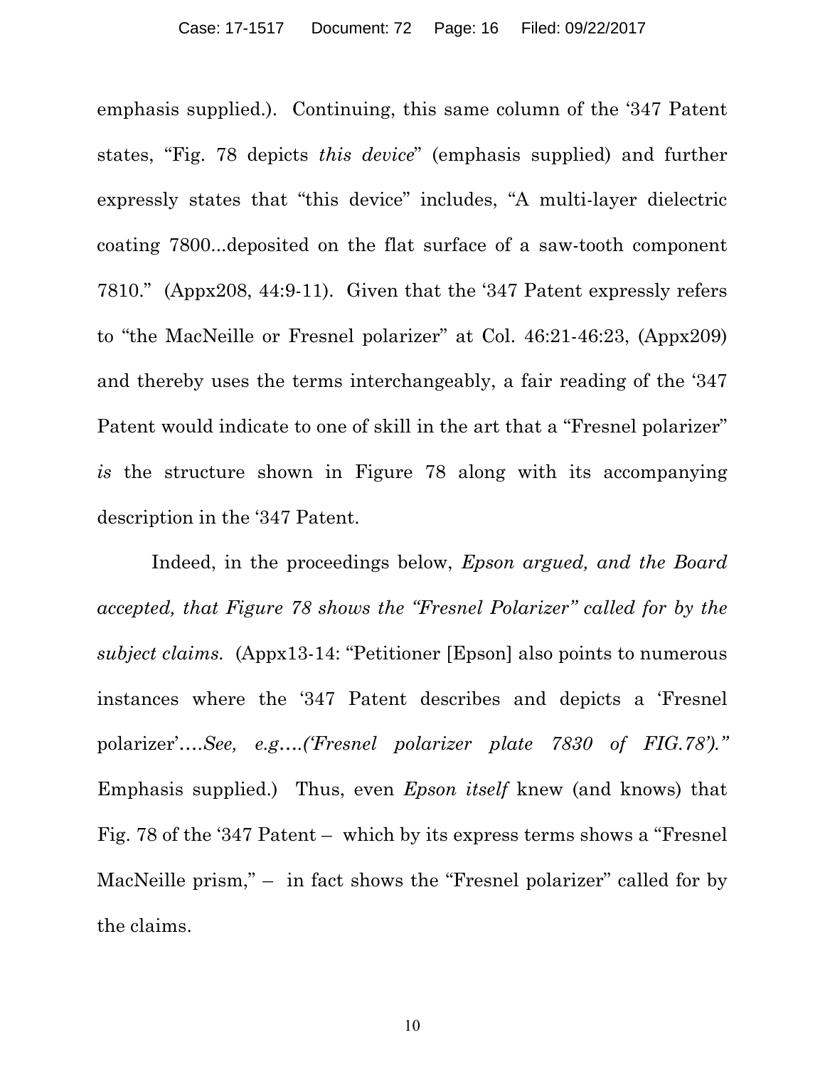emphasis supplied.). Continuing, this same column of the '347 Patent states, "Fig. 78 depicts *this device*" (emphasis supplied) and further expressly states that "this device" includes, "A multi-layer dielectric coating 7800...deposited on the flat surface of a saw-tooth component 7810." (Appx208, 44:9-11). Given that the '347 Patent expressly refers to "the MacNeille or Fresnel polarizer" at Col. 46:21-46:23, (Appx209) and thereby uses the terms interchangeably, a fair reading of the '347 Patent would indicate to one of skill in the art that a "Fresnel polarizer" *is* the structure shown in Figure 78 along with its accompanying description in the '347 Patent.

Indeed, in the proceedings below, *Epson argued, and the Board accepted, that Figure 78 shows the "Fresnel Polarizer" called for by the subject claims.* (Appx13-14: "Petitioner [Epson] also points to numerous instances where the '347 Patent describes and depicts a 'Fresnel polarizer'*….See, e.g….('Fresnel polarizer plate 7830 of FIG.78')."* Emphasis supplied.) Thus, even *Epson itself* knew (and knows) that Fig. 78 of the '347 Patent – which by its express terms shows a "Fresnel MacNeille prism," – in fact shows the "Fresnel polarizer" called for by the claims.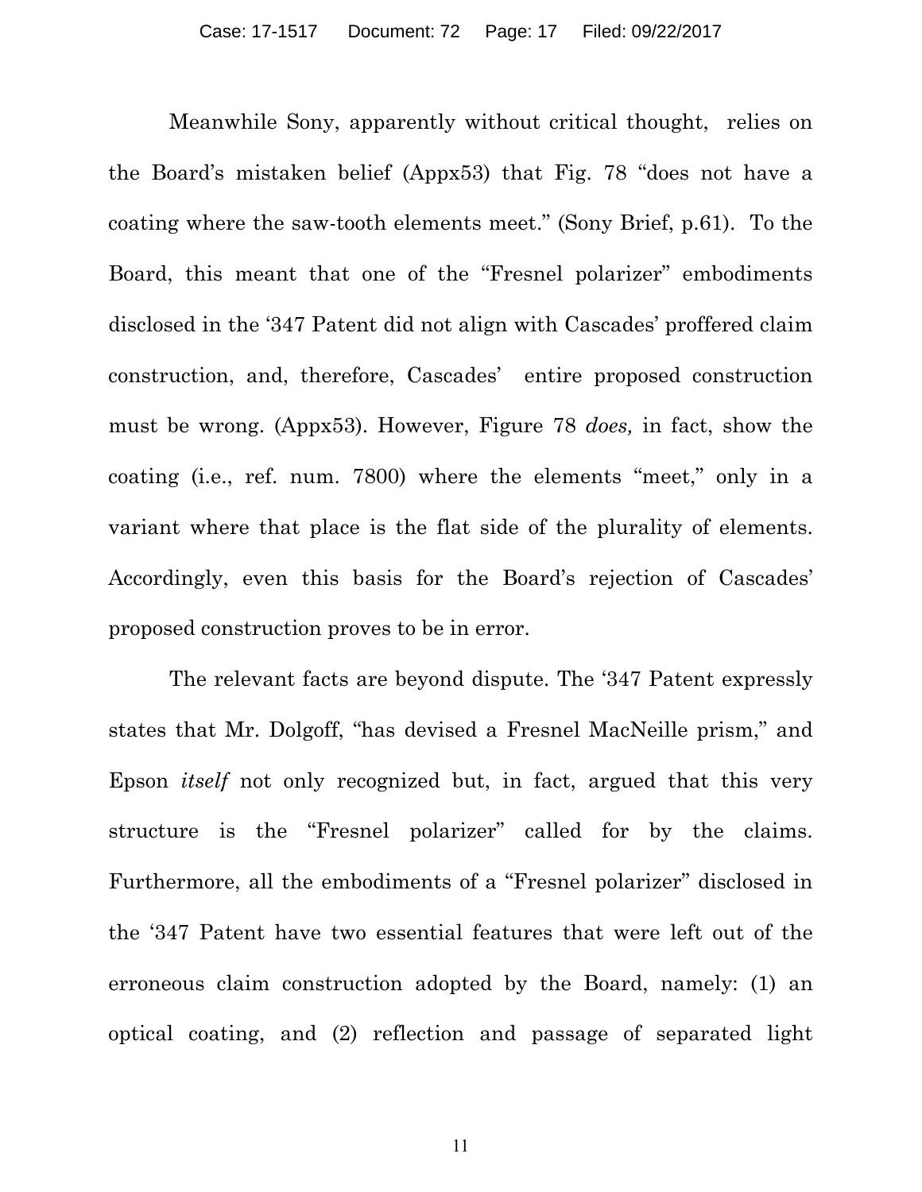Meanwhile Sony, apparently without critical thought, relies on the Board's mistaken belief (Appx53) that Fig. 78 "does not have a coating where the saw-tooth elements meet." (Sony Brief, p.61). To the Board, this meant that one of the "Fresnel polarizer" embodiments disclosed in the '347 Patent did not align with Cascades' proffered claim construction, and, therefore, Cascades' entire proposed construction must be wrong. (Appx53). However, Figure 78 *does,* in fact, show the coating (i.e., ref. num. 7800) where the elements "meet," only in a variant where that place is the flat side of the plurality of elements. Accordingly, even this basis for the Board's rejection of Cascades' proposed construction proves to be in error.

The relevant facts are beyond dispute. The '347 Patent expressly states that Mr. Dolgoff, "has devised a Fresnel MacNeille prism," and Epson *itself* not only recognized but, in fact, argued that this very structure is the "Fresnel polarizer" called for by the claims. Furthermore, all the embodiments of a "Fresnel polarizer" disclosed in the '347 Patent have two essential features that were left out of the erroneous claim construction adopted by the Board, namely: (1) an optical coating, and (2) reflection and passage of separated light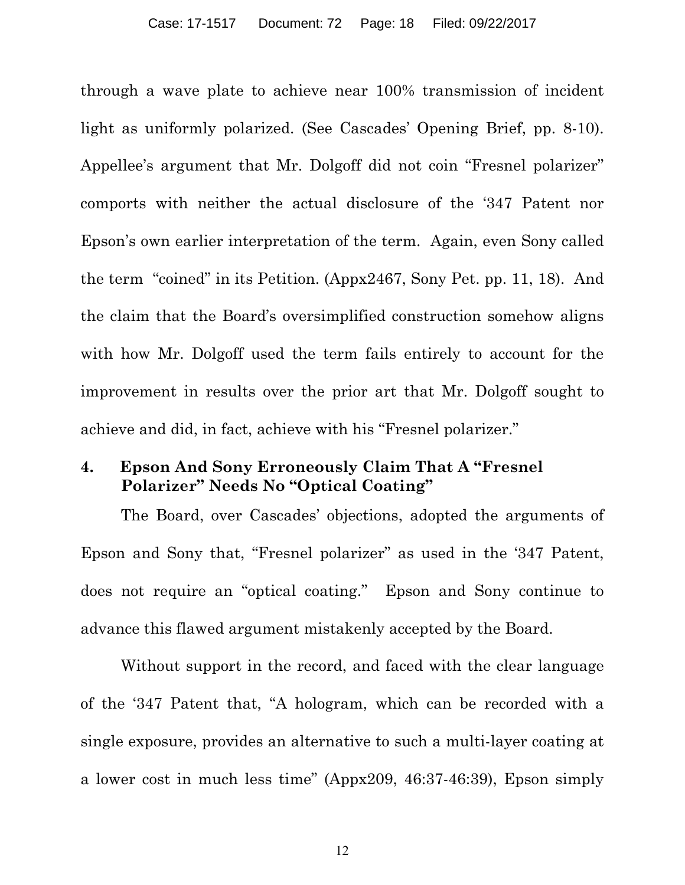through a wave plate to achieve near 100% transmission of incident light as uniformly polarized. (See Cascades' Opening Brief, pp. 8-10). Appellee's argument that Mr. Dolgoff did not coin "Fresnel polarizer" comports with neither the actual disclosure of the '347 Patent nor Epson's own earlier interpretation of the term. Again, even Sony called the term "coined" in its Petition. (Appx2467, Sony Pet. pp. 11, 18). And the claim that the Board's oversimplified construction somehow aligns with how Mr. Dolgoff used the term fails entirely to account for the improvement in results over the prior art that Mr. Dolgoff sought to achieve and did, in fact, achieve with his "Fresnel polarizer."

#### 4. Epson And Sony Erroneously Claim That A "Fresnel Polarizer" Needs No "Optical Coating"

The Board, over Cascades' objections, adopted the arguments of Epson and Sony that, "Fresnel polarizer" as used in the '347 Patent, does not require an "optical coating." Epson and Sony continue to advance this flawed argument mistakenly accepted by the Board.

Without support in the record, and faced with the clear language of the '347 Patent that, "A hologram, which can be recorded with a single exposure, provides an alternative to such a multi-layer coating at a lower cost in much less time" (Appx209, 46:37-46:39), Epson simply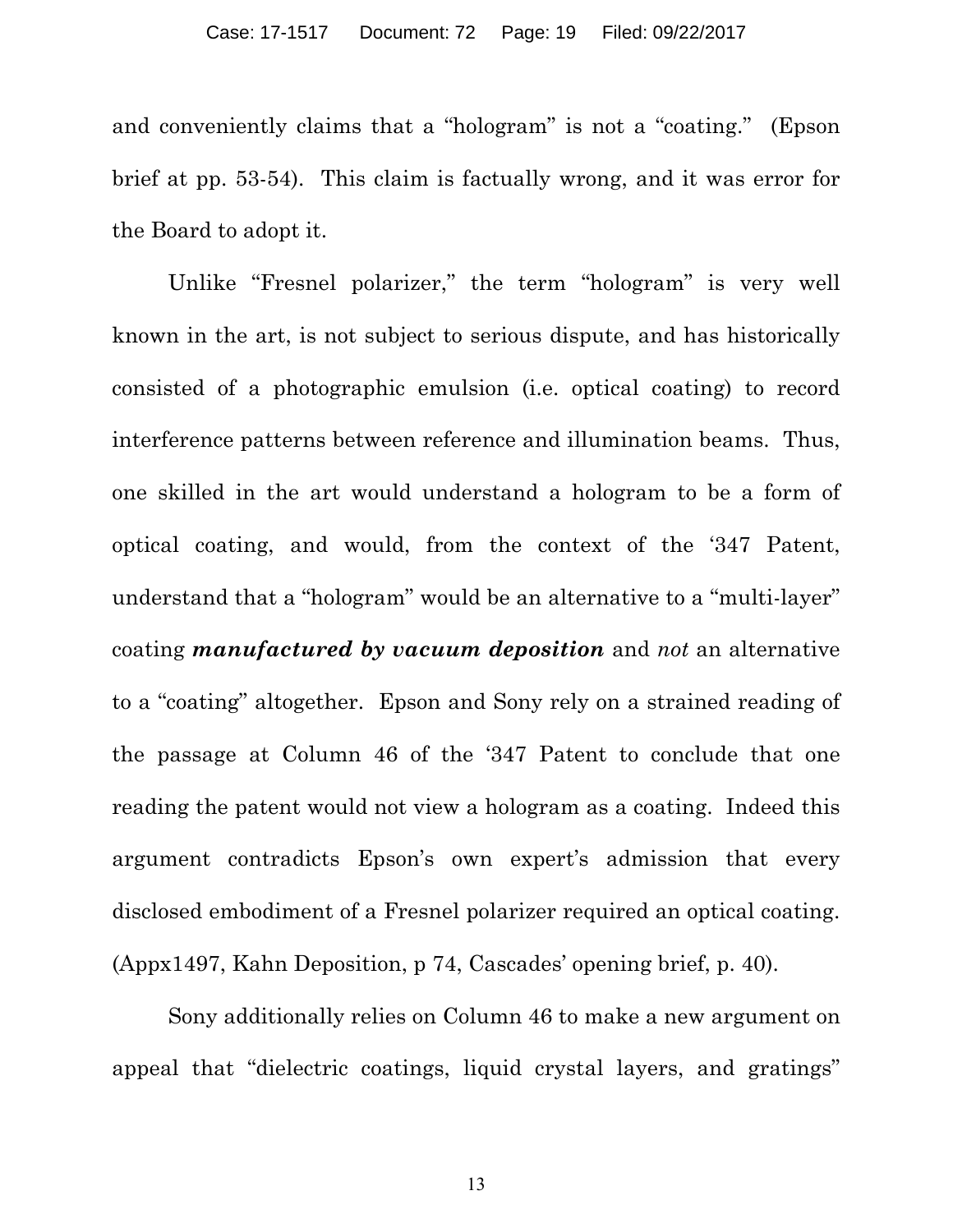and conveniently claims that a "hologram" is not a "coating." (Epson brief at pp. 53-54). This claim is factually wrong, and it was error for the Board to adopt it.

Unlike "Fresnel polarizer," the term "hologram" is very well known in the art, is not subject to serious dispute, and has historically consisted of a photographic emulsion (i.e. optical coating) to record interference patterns between reference and illumination beams. Thus, one skilled in the art would understand a hologram to be a form of optical coating, and would, from the context of the '347 Patent, understand that a "hologram" would be an alternative to a "multi-layer" coating ***manufactured by vacuum deposition*** and *not* an alternative to a "coating" altogether. Epson and Sony rely on a strained reading of the passage at Column 46 of the '347 Patent to conclude that one reading the patent would not view a hologram as a coating. Indeed this argument contradicts Epson's own expert's admission that every disclosed embodiment of a Fresnel polarizer required an optical coating. (Appx1497, Kahn Deposition, p 74, Cascades' opening brief, p. 40).

Sony additionally relies on Column 46 to make a new argument on appeal that "dielectric coatings, liquid crystal layers, and gratings"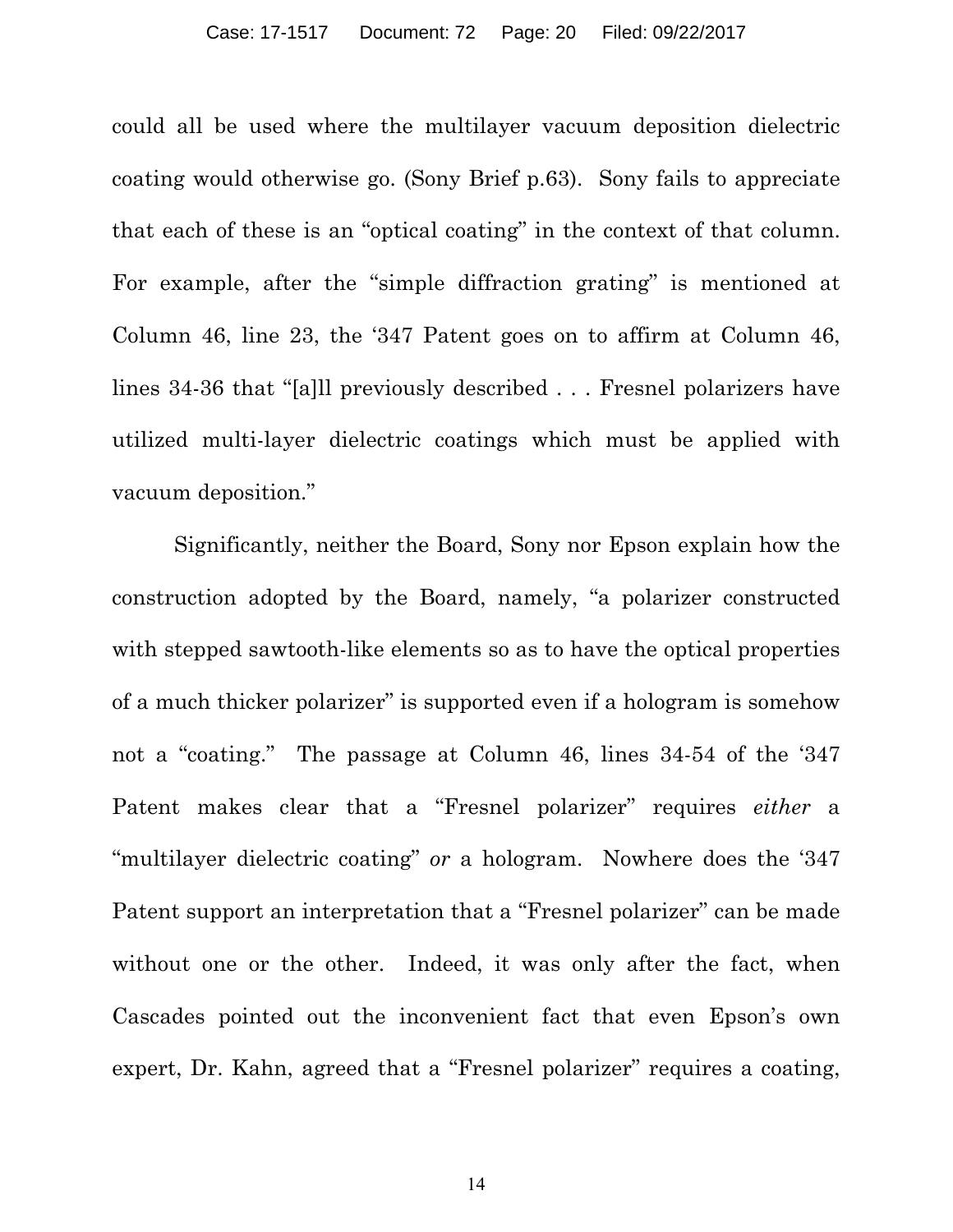could all be used where the multilayer vacuum deposition dielectric coating would otherwise go. (Sony Brief p.63). Sony fails to appreciate that each of these is an "optical coating" in the context of that column. For example, after the "simple diffraction grating" is mentioned at Column 46, line 23, the '347 Patent goes on to affirm at Column 46, lines 34-36 that "[a]ll previously described . . . Fresnel polarizers have utilized multi-layer dielectric coatings which must be applied with vacuum deposition."

Significantly, neither the Board, Sony nor Epson explain how the construction adopted by the Board, namely, "a polarizer constructed with stepped sawtooth-like elements so as to have the optical properties of a much thicker polarizer" is supported even if a hologram is somehow not a "coating." The passage at Column 46, lines 34-54 of the '347 Patent makes clear that a "Fresnel polarizer" requires *either* a "multilayer dielectric coating" *or* a hologram. Nowhere does the '347 Patent support an interpretation that a "Fresnel polarizer" can be made without one or the other. Indeed, it was only after the fact, when Cascades pointed out the inconvenient fact that even Epson's own expert, Dr. Kahn, agreed that a "Fresnel polarizer" requires a coating,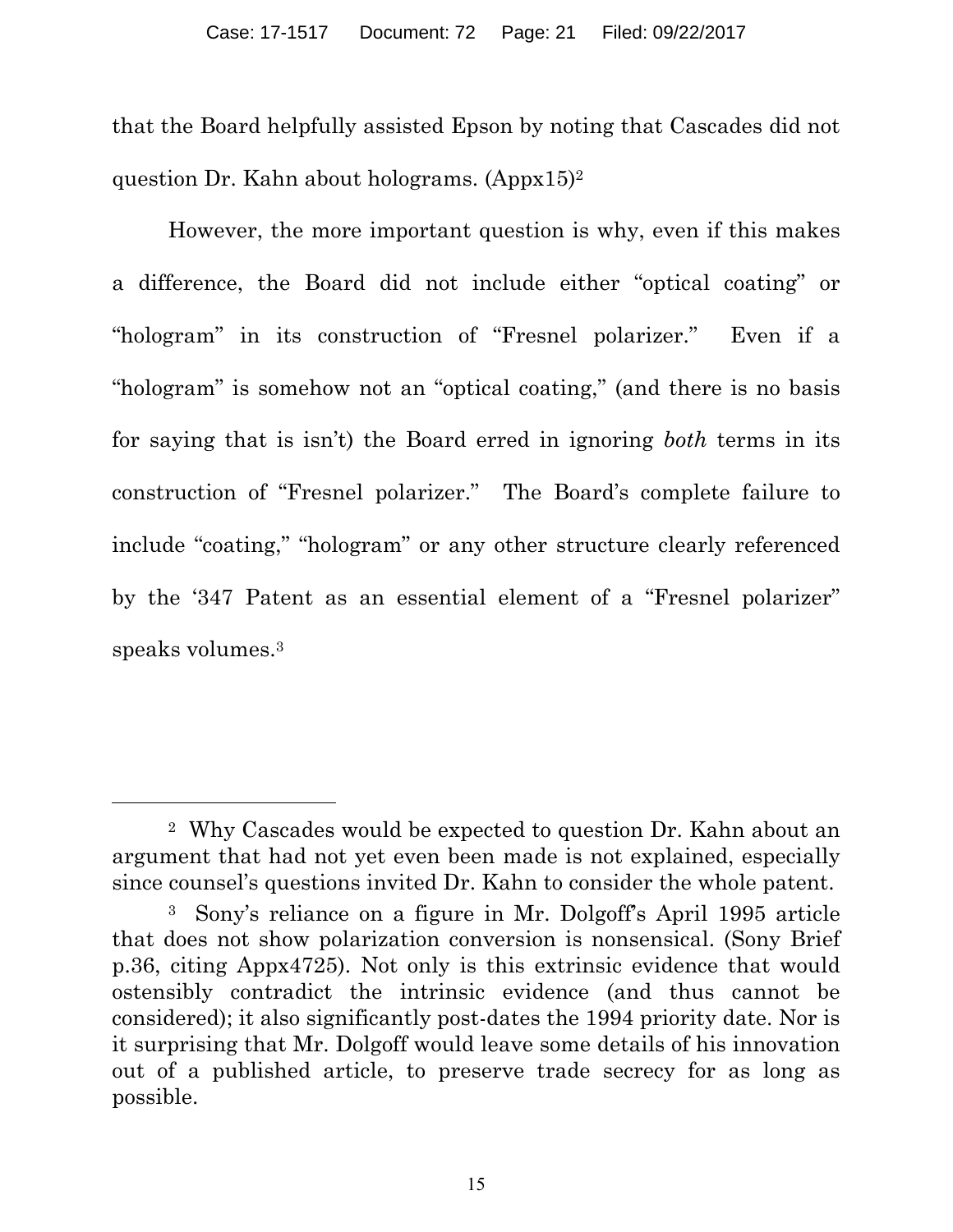that the Board helpfully assisted Epson by noting that Cascades did not question Dr. Kahn about holograms. (Appx15)[2]

However, the more important question is why, even if this makes a difference, the Board did not include either "optical coating" or "hologram" in its construction of "Fresnel polarizer." Even if a "hologram" is somehow not an "optical coating," (and there is no basis for saying that is isn't) the Board erred in ignoring *both* terms in its construction of "Fresnel polarizer." The Board's complete failure to include "coating," "hologram" or any other structure clearly referenced by the '347 Patent as an essential element of a "Fresnel polarizer" speaks volumes.[3]

---

[2] Why Cascades would be expected to question Dr. Kahn about an argument that had not yet even been made is not explained, especially since counsel's questions invited Dr. Kahn to consider the whole patent.

[3] Sony's reliance on a figure in Mr. Dolgoff's April 1995 article that does not show polarization conversion is nonsensical. (Sony Brief p.36, citing Appx4725). Not only is this extrinsic evidence that would ostensibly contradict the intrinsic evidence (and thus cannot be considered); it also significantly post-dates the 1994 priority date. Nor is it surprising that Mr. Dolgoff would leave some details of his innovation out of a published article, to preserve trade secrecy for as long as possible.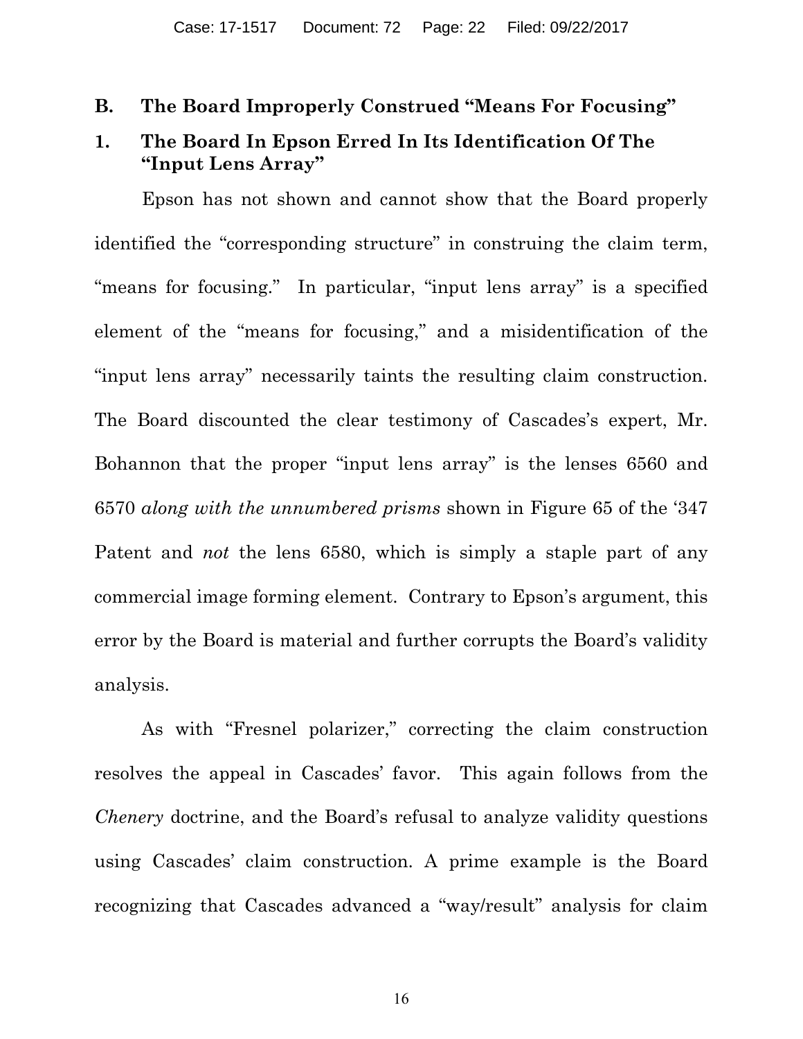## B. The Board Improperly Construed "Means For Focusing"

### 1. The Board In Epson Erred In Its Identification Of The "Input Lens Array"

Epson has not shown and cannot show that the Board properly identified the "corresponding structure" in construing the claim term, "means for focusing." In particular, "input lens array" is a specified element of the "means for focusing," and a misidentification of the "input lens array" necessarily taints the resulting claim construction. The Board discounted the clear testimony of Cascades's expert, Mr. Bohannon that the proper "input lens array" is the lenses 6560 and 6570 *along with the unnumbered prisms* shown in Figure 65 of the '347 Patent and *not* the lens 6580, which is simply a staple part of any commercial image forming element. Contrary to Epson's argument, this error by the Board is material and further corrupts the Board's validity analysis.

As with "Fresnel polarizer," correcting the claim construction resolves the appeal in Cascades' favor. This again follows from the *Chenery* doctrine, and the Board's refusal to analyze validity questions using Cascades' claim construction. A prime example is the Board recognizing that Cascades advanced a "way/result" analysis for claim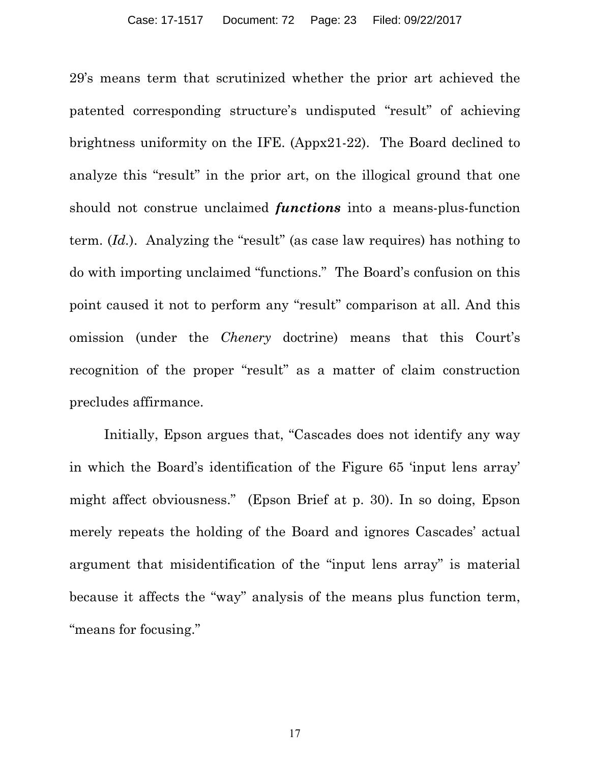29's means term that scrutinized whether the prior art achieved the patented corresponding structure's undisputed "result" of achieving brightness uniformity on the IFE. (Appx21-22). The Board declined to analyze this "result" in the prior art, on the illogical ground that one should not construe unclaimed ***functions*** into a means-plus-function term. (*Id.*). Analyzing the "result" (as case law requires) has nothing to do with importing unclaimed "functions." The Board's confusion on this point caused it not to perform any "result" comparison at all. And this omission (under the *Chenery* doctrine) means that this Court's recognition of the proper "result" as a matter of claim construction precludes affirmance.

Initially, Epson argues that, "Cascades does not identify any way in which the Board's identification of the Figure 65 'input lens array' might affect obviousness." (Epson Brief at p. 30). In so doing, Epson merely repeats the holding of the Board and ignores Cascades' actual argument that misidentification of the "input lens array" is material because it affects the "way" analysis of the means plus function term, "means for focusing."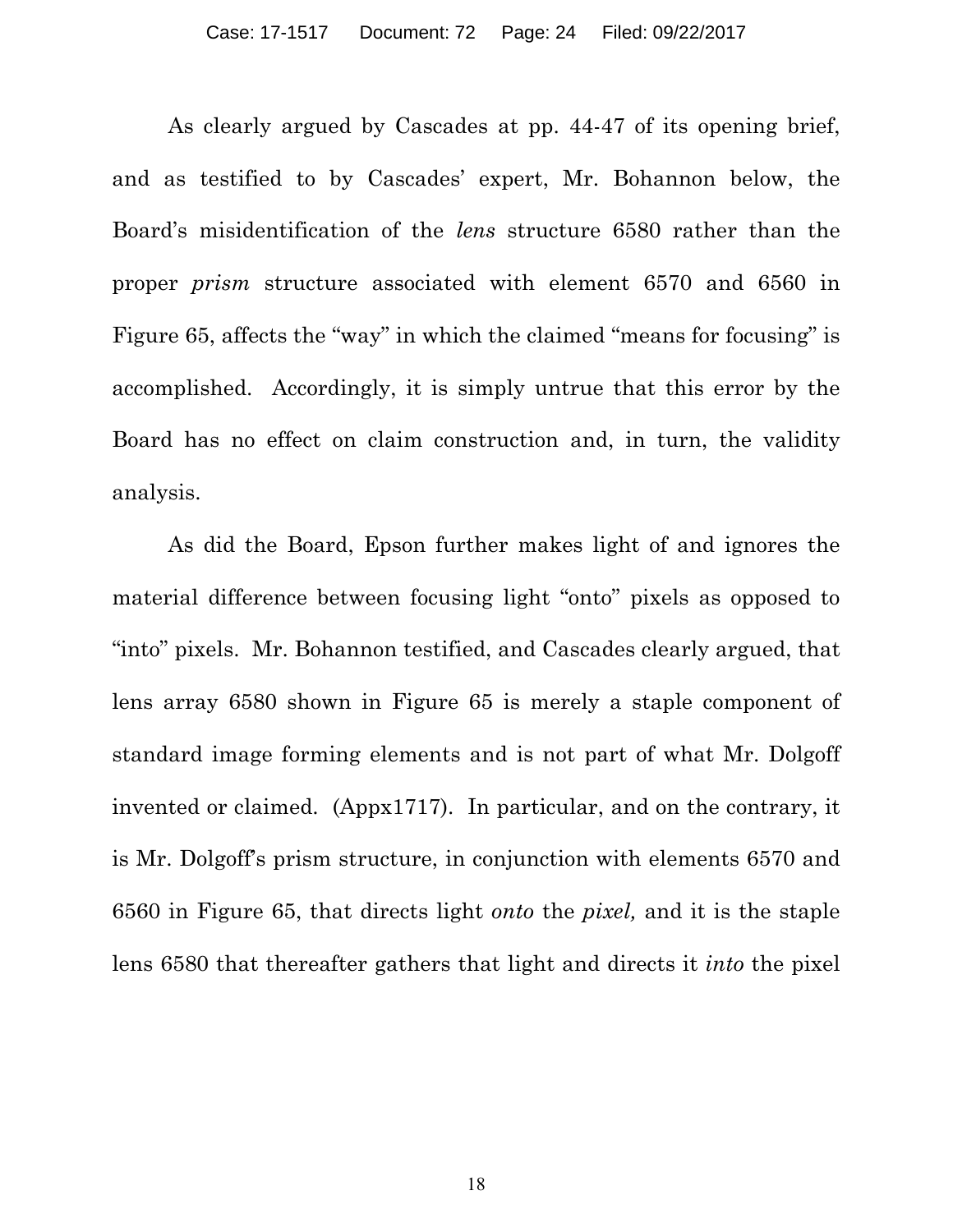As clearly argued by Cascades at pp. 44-47 of its opening brief, and as testified to by Cascades' expert, Mr. Bohannon below, the Board's misidentification of the *lens* structure 6580 rather than the proper *prism* structure associated with element 6570 and 6560 in Figure 65, affects the "way" in which the claimed "means for focusing" is accomplished. Accordingly, it is simply untrue that this error by the Board has no effect on claim construction and, in turn, the validity analysis.

As did the Board, Epson further makes light of and ignores the material difference between focusing light "onto" pixels as opposed to "into" pixels. Mr. Bohannon testified, and Cascades clearly argued, that lens array 6580 shown in Figure 65 is merely a staple component of standard image forming elements and is not part of what Mr. Dolgoff invented or claimed. (Appx1717). In particular, and on the contrary, it is Mr. Dolgoff's prism structure, in conjunction with elements 6570 and 6560 in Figure 65, that directs light *onto* the *pixel,* and it is the staple lens 6580 that thereafter gathers that light and directs it *into* the pixel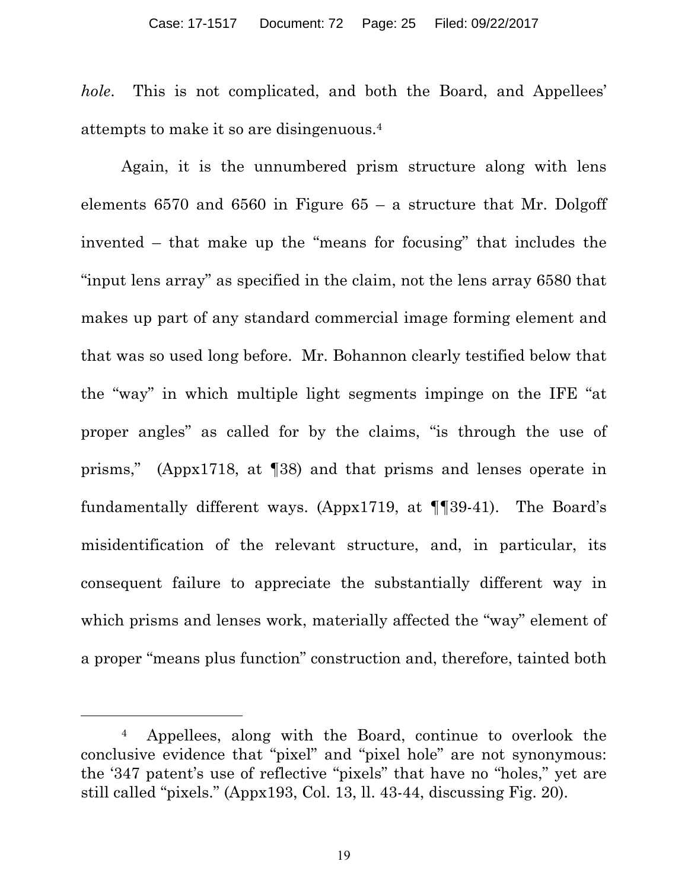*hole*. This is not complicated, and both the Board, and Appellees' attempts to make it so are disingenuous.[4]

Again, it is the unnumbered prism structure along with lens elements 6570 and 6560 in Figure 65 – a structure that Mr. Dolgoff invented – that make up the "means for focusing" that includes the "input lens array" as specified in the claim, not the lens array 6580 that makes up part of any standard commercial image forming element and that was so used long before. Mr. Bohannon clearly testified below that the "way" in which multiple light segments impinge on the IFE "at proper angles" as called for by the claims, "is through the use of prisms," (Appx1718, at ¶38) and that prisms and lenses operate in fundamentally different ways. (Appx1719, at ¶¶39-41). The Board's misidentification of the relevant structure, and, in particular, its consequent failure to appreciate the substantially different way in which prisms and lenses work, materially affected the "way" element of a proper "means plus function" construction and, therefore, tainted both

---

[4] Appellees, along with the Board, continue to overlook the conclusive evidence that "pixel" and "pixel hole" are not synonymous: the '347 patent's use of reflective "pixels" that have no "holes," yet are still called "pixels." (Appx193, Col. 13, ll. 43-44, discussing Fig. 20).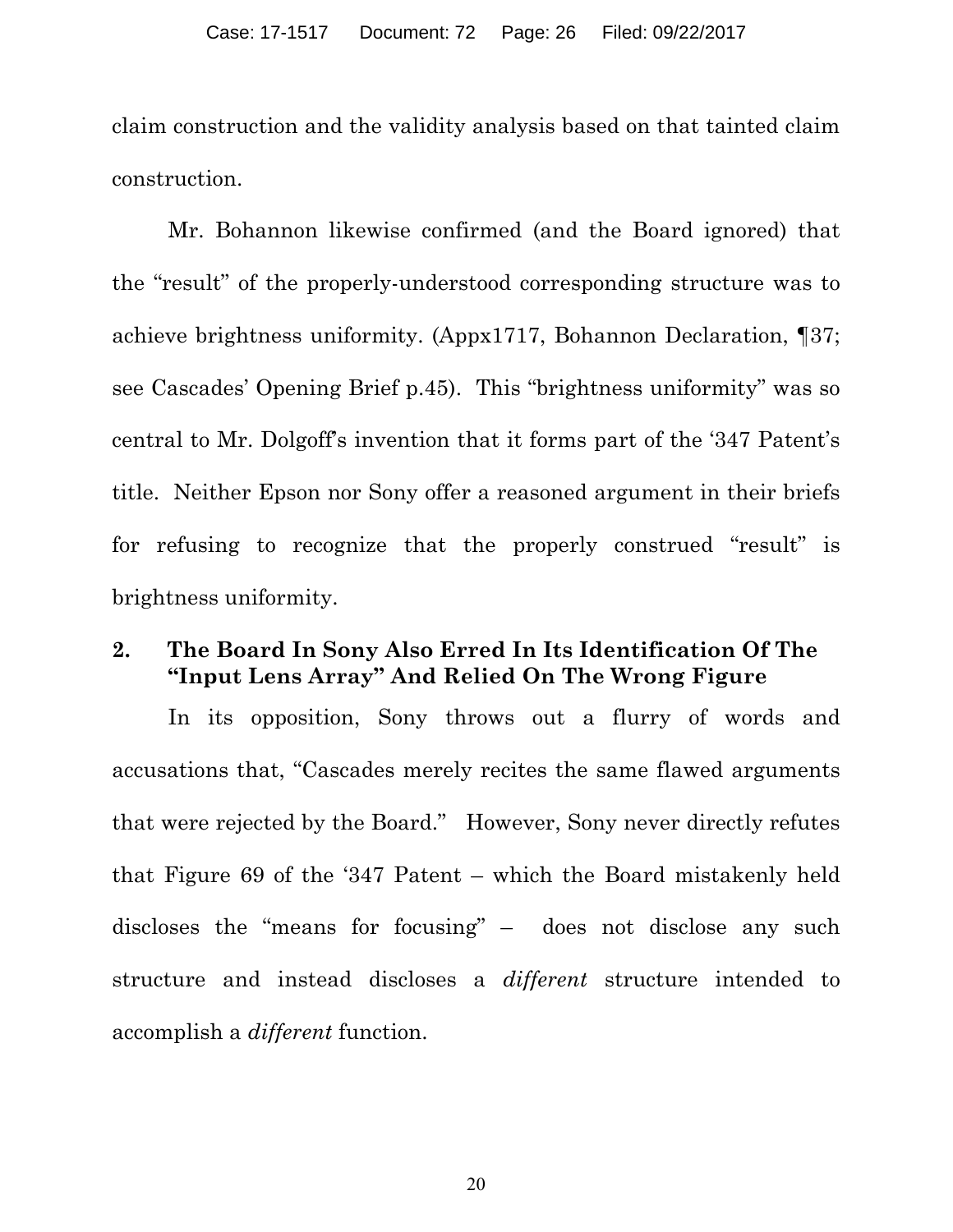claim construction and the validity analysis based on that tainted claim construction.

Mr. Bohannon likewise confirmed (and the Board ignored) that the "result" of the properly-understood corresponding structure was to achieve brightness uniformity. (Appx1717, Bohannon Declaration, ¶37; see Cascades' Opening Brief p.45). This "brightness uniformity" was so central to Mr. Dolgoff's invention that it forms part of the '347 Patent's title. Neither Epson nor Sony offer a reasoned argument in their briefs for refusing to recognize that the properly construed "result" is brightness uniformity.

### 2. The Board In Sony Also Erred In Its Identification Of The "Input Lens Array" And Relied On The Wrong Figure

In its opposition, Sony throws out a flurry of words and accusations that, "Cascades merely recites the same flawed arguments that were rejected by the Board." However, Sony never directly refutes that Figure 69 of the '347 Patent – which the Board mistakenly held discloses the "means for focusing" – does not disclose any such structure and instead discloses a *different* structure intended to accomplish a *different* function.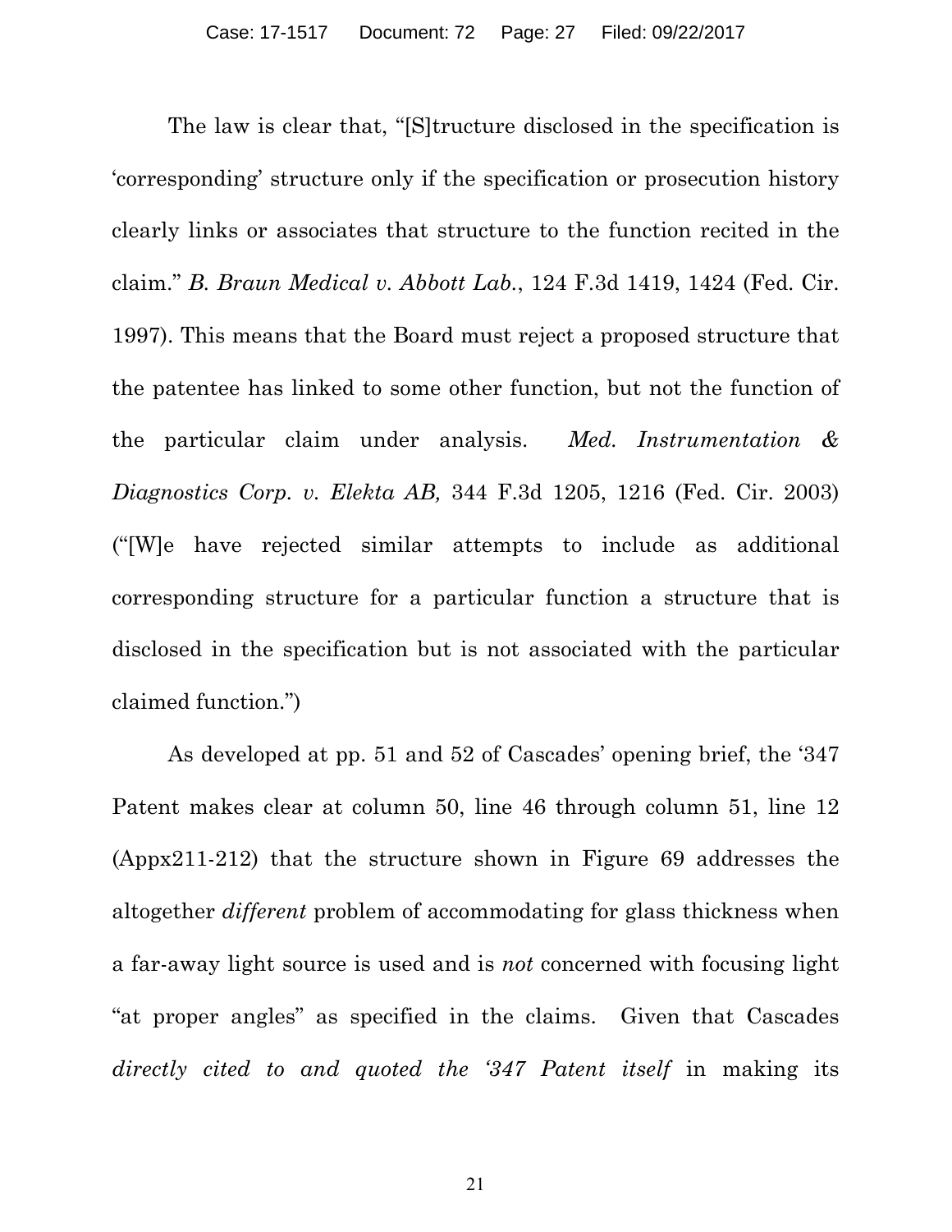The law is clear that, "[S]tructure disclosed in the specification is 'corresponding' structure only if the specification or prosecution history clearly links or associates that structure to the function recited in the claim." *B. Braun Medical v. Abbott Lab.*, 124 F.3d 1419, 1424 (Fed. Cir. 1997). This means that the Board must reject a proposed structure that the patentee has linked to some other function, but not the function of the particular claim under analysis. *Med. Instrumentation & Diagnostics Corp. v. Elekta AB,* 344 F.3d 1205, 1216 (Fed. Cir. 2003) ("[W]e have rejected similar attempts to include as additional corresponding structure for a particular function a structure that is disclosed in the specification but is not associated with the particular claimed function.")

As developed at pp. 51 and 52 of Cascades' opening brief, the '347 Patent makes clear at column 50, line 46 through column 51, line 12 (Appx211-212) that the structure shown in Figure 69 addresses the altogether *different* problem of accommodating for glass thickness when a far-away light source is used and is *not* concerned with focusing light "at proper angles" as specified in the claims. Given that Cascades *directly cited to and quoted the '347 Patent itself* in making its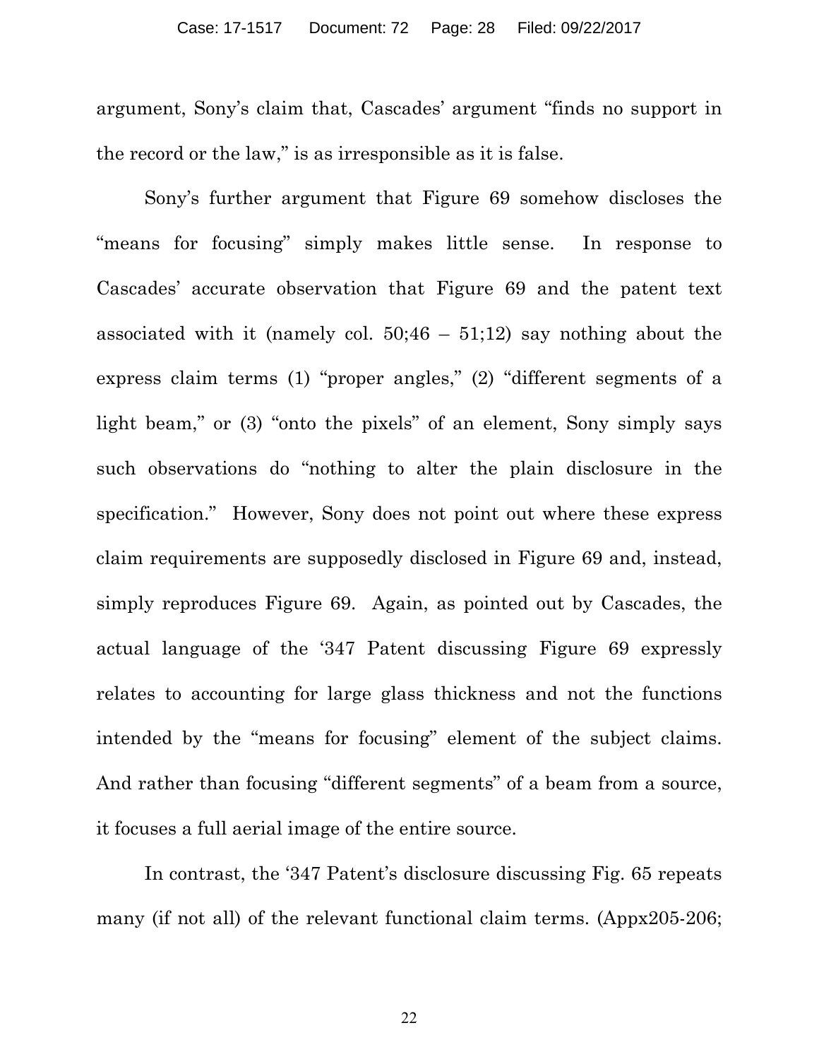argument, Sony's claim that, Cascades' argument "finds no support in the record or the law," is as irresponsible as it is false.

Sony's further argument that Figure 69 somehow discloses the "means for focusing" simply makes little sense. In response to Cascades' accurate observation that Figure 69 and the patent text associated with it (namely col. 50;46 – 51;12) say nothing about the express claim terms (1) "proper angles," (2) "different segments of a light beam," or (3) "onto the pixels" of an element, Sony simply says such observations do "nothing to alter the plain disclosure in the specification." However, Sony does not point out where these express claim requirements are supposedly disclosed in Figure 69 and, instead, simply reproduces Figure 69. Again, as pointed out by Cascades, the actual language of the '347 Patent discussing Figure 69 expressly relates to accounting for large glass thickness and not the functions intended by the "means for focusing" element of the subject claims. And rather than focusing "different segments" of a beam from a source, it focuses a full aerial image of the entire source.

In contrast, the '347 Patent's disclosure discussing Fig. 65 repeats many (if not all) of the relevant functional claim terms. (Appx205-206;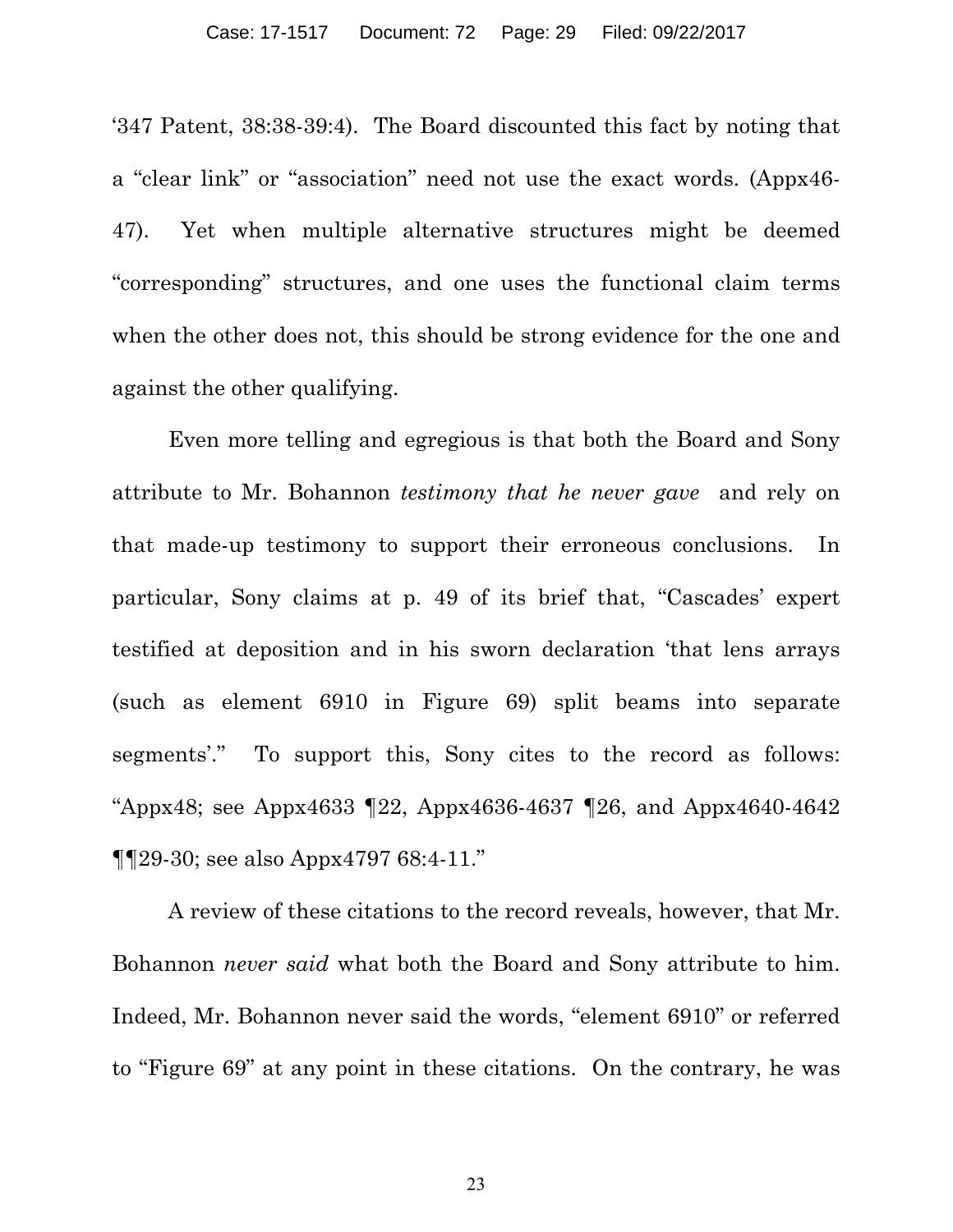'347 Patent, 38:38-39:4). The Board discounted this fact by noting that a "clear link" or "association" need not use the exact words. (Appx46-47). Yet when multiple alternative structures might be deemed "corresponding" structures, and one uses the functional claim terms when the other does not, this should be strong evidence for the one and against the other qualifying.

Even more telling and egregious is that both the Board and Sony attribute to Mr. Bohannon *testimony that he never gave* and rely on that made-up testimony to support their erroneous conclusions. In particular, Sony claims at p. 49 of its brief that, "Cascades' expert testified at deposition and in his sworn declaration 'that lens arrays (such as element 6910 in Figure 69) split beams into separate segments'." To support this, Sony cites to the record as follows: "Appx48; see Appx4633 ¶22, Appx4636-4637 ¶26, and Appx4640-4642 ¶¶29-30; see also Appx4797 68:4-11."

A review of these citations to the record reveals, however, that Mr. Bohannon *never said* what both the Board and Sony attribute to him. Indeed, Mr. Bohannon never said the words, "element 6910" or referred to "Figure 69" at any point in these citations. On the contrary, he was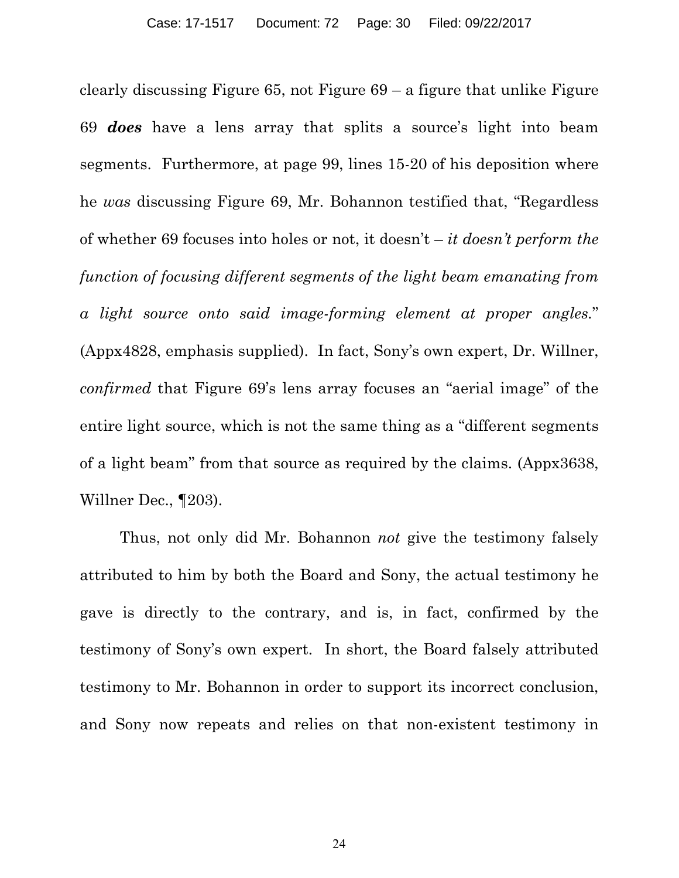clearly discussing Figure 65, not Figure 69 – a figure that unlike Figure 69 ***does*** have a lens array that splits a source's light into beam segments. Furthermore, at page 99, lines 15-20 of his deposition where he *was* discussing Figure 69, Mr. Bohannon testified that, "Regardless of whether 69 focuses into holes or not, it doesn't – *it doesn't perform the function of focusing different segments of the light beam emanating from a light source onto said image-forming element at proper angles*." (Appx4828, emphasis supplied). In fact, Sony's own expert, Dr. Willner, *confirmed* that Figure 69's lens array focuses an "aerial image" of the entire light source, which is not the same thing as a "different segments of a light beam" from that source as required by the claims. (Appx3638, Willner Dec., ¶203).

Thus, not only did Mr. Bohannon *not* give the testimony falsely attributed to him by both the Board and Sony, the actual testimony he gave is directly to the contrary, and is, in fact, confirmed by the testimony of Sony's own expert. In short, the Board falsely attributed testimony to Mr. Bohannon in order to support its incorrect conclusion, and Sony now repeats and relies on that non-existent testimony in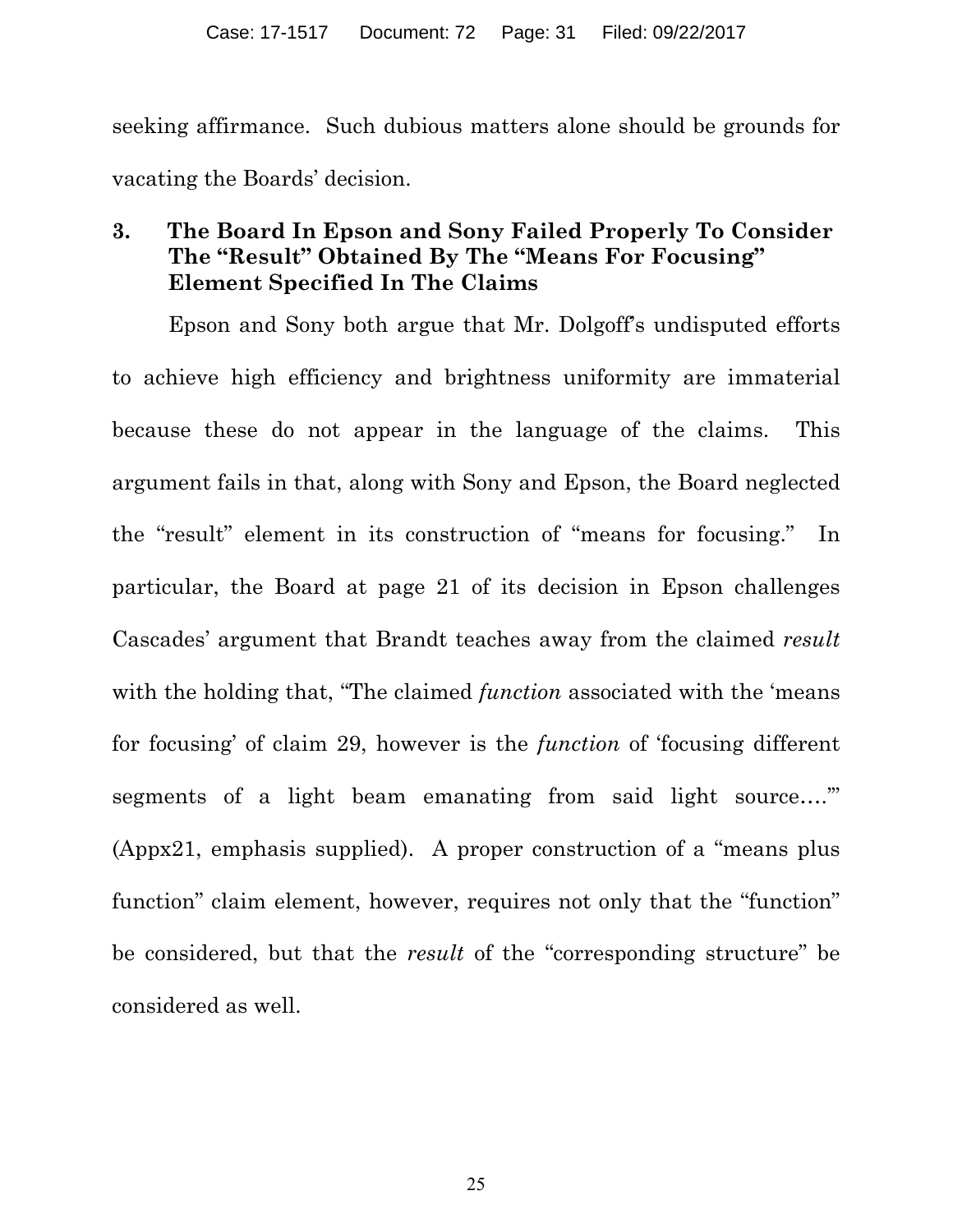seeking affirmance. Such dubious matters alone should be grounds for vacating the Boards' decision.

### 3. The Board In Epson and Sony Failed Properly To Consider The "Result" Obtained By The "Means For Focusing" Element Specified In The Claims

Epson and Sony both argue that Mr. Dolgoff's undisputed efforts to achieve high efficiency and brightness uniformity are immaterial because these do not appear in the language of the claims. This argument fails in that, along with Sony and Epson, the Board neglected the "result" element in its construction of "means for focusing." In particular, the Board at page 21 of its decision in Epson challenges Cascades' argument that Brandt teaches away from the claimed *result* with the holding that, "The claimed *function* associated with the 'means for focusing' of claim 29, however is the *function* of 'focusing different segments of a light beam emanating from said light source….'" (Appx21, emphasis supplied). A proper construction of a "means plus function" claim element, however, requires not only that the "function" be considered, but that the *result* of the "corresponding structure" be considered as well.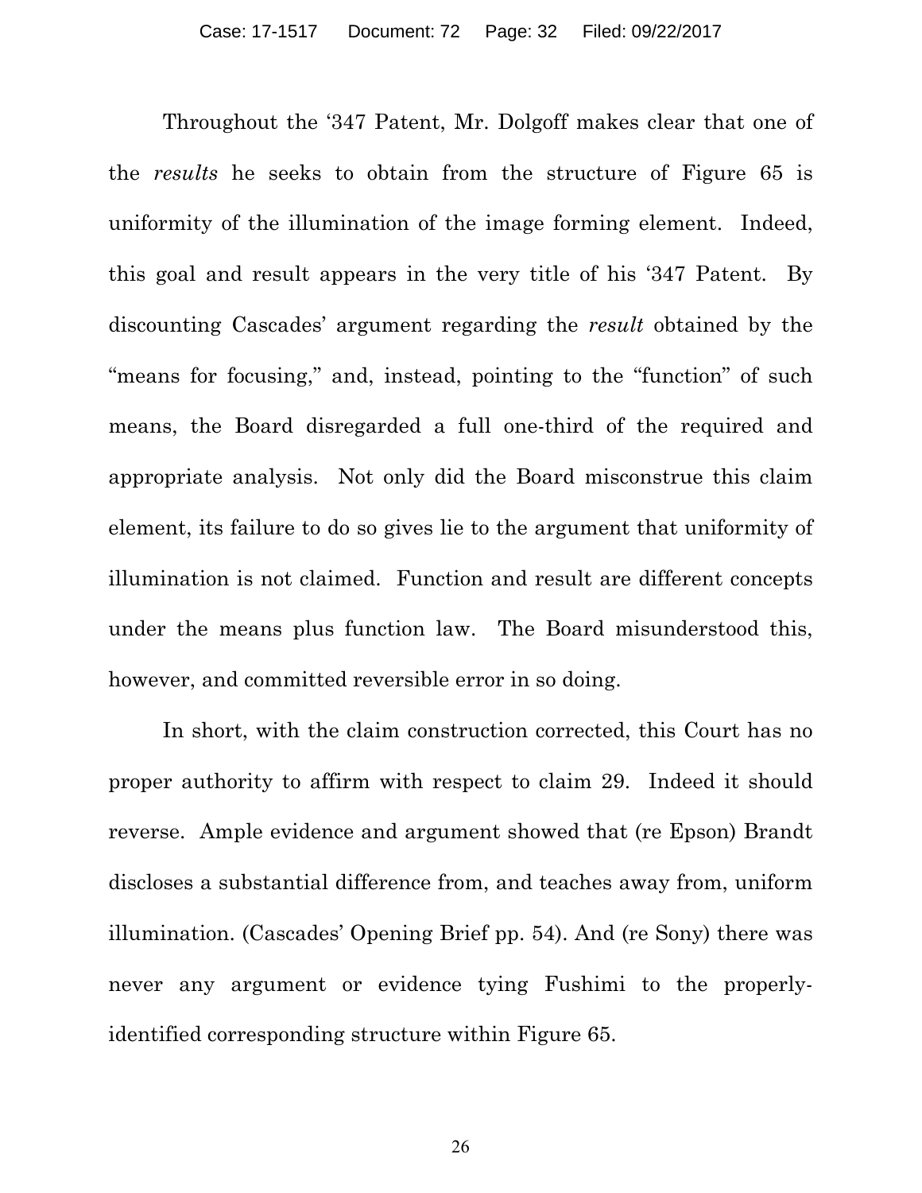Throughout the '347 Patent, Mr. Dolgoff makes clear that one of the *results* he seeks to obtain from the structure of Figure 65 is uniformity of the illumination of the image forming element. Indeed, this goal and result appears in the very title of his '347 Patent. By discounting Cascades' argument regarding the *result* obtained by the "means for focusing," and, instead, pointing to the "function" of such means, the Board disregarded a full one-third of the required and appropriate analysis. Not only did the Board misconstrue this claim element, its failure to do so gives lie to the argument that uniformity of illumination is not claimed. Function and result are different concepts under the means plus function law. The Board misunderstood this, however, and committed reversible error in so doing.

In short, with the claim construction corrected, this Court has no proper authority to affirm with respect to claim 29. Indeed it should reverse. Ample evidence and argument showed that (re Epson) Brandt discloses a substantial difference from, and teaches away from, uniform illumination. (Cascades' Opening Brief pp. 54). And (re Sony) there was never any argument or evidence tying Fushimi to the properly-identified corresponding structure within Figure 65.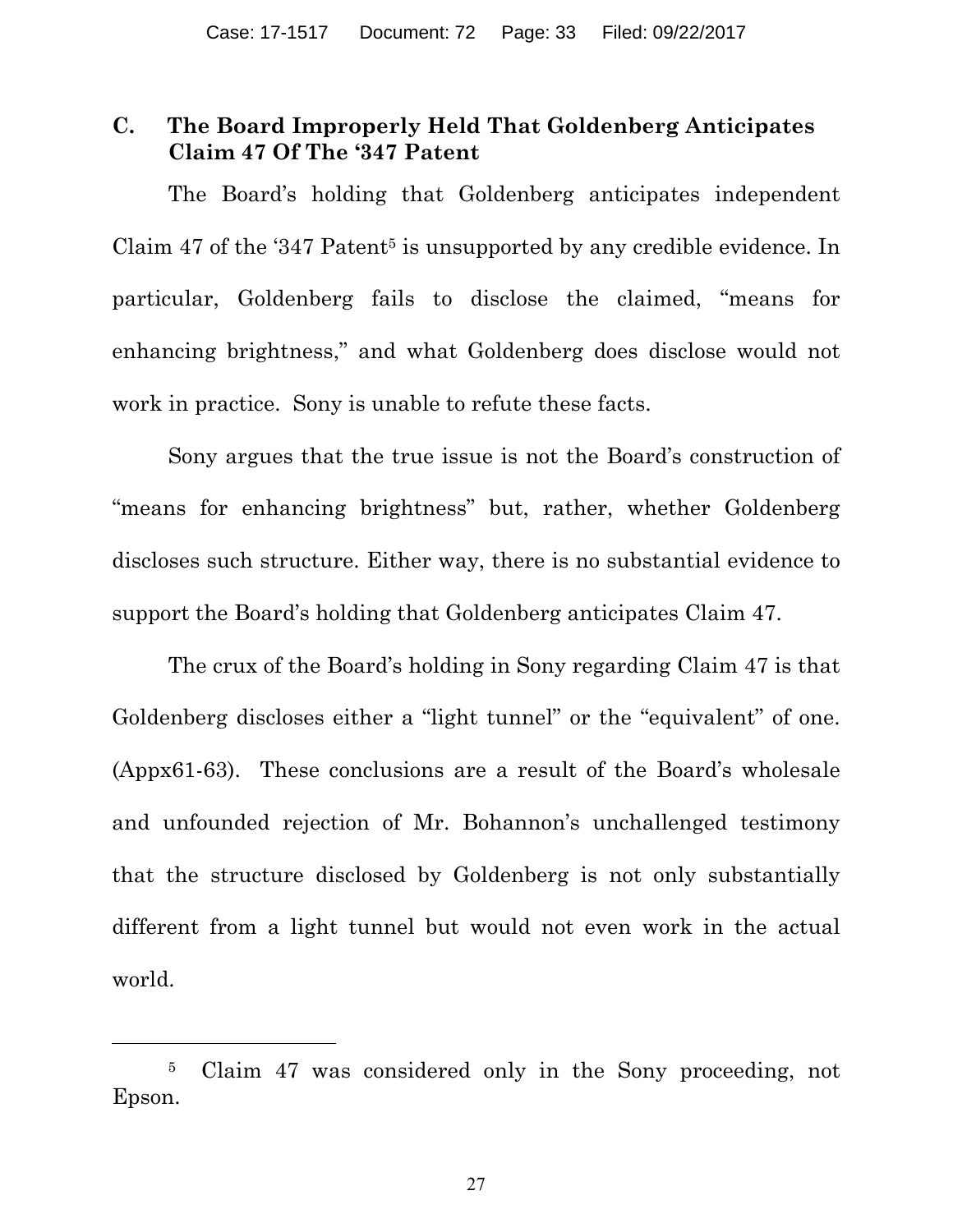### C. The Board Improperly Held That Goldenberg Anticipates Claim 47 Of The '347 Patent

The Board's holding that Goldenberg anticipates independent Claim 47 of the '347 Patent[5] is unsupported by any credible evidence. In particular, Goldenberg fails to disclose the claimed, "means for enhancing brightness," and what Goldenberg does disclose would not work in practice. Sony is unable to refute these facts.

Sony argues that the true issue is not the Board's construction of "means for enhancing brightness" but, rather, whether Goldenberg discloses such structure. Either way, there is no substantial evidence to support the Board's holding that Goldenberg anticipates Claim 47.

The crux of the Board's holding in Sony regarding Claim 47 is that Goldenberg discloses either a "light tunnel" or the "equivalent" of one. (Appx61-63). These conclusions are a result of the Board's wholesale and unfounded rejection of Mr. Bohannon's unchallenged testimony that the structure disclosed by Goldenberg is not only substantially different from a light tunnel but would not even work in the actual world.

---

[5] Claim 47 was considered only in the Sony proceeding, not Epson.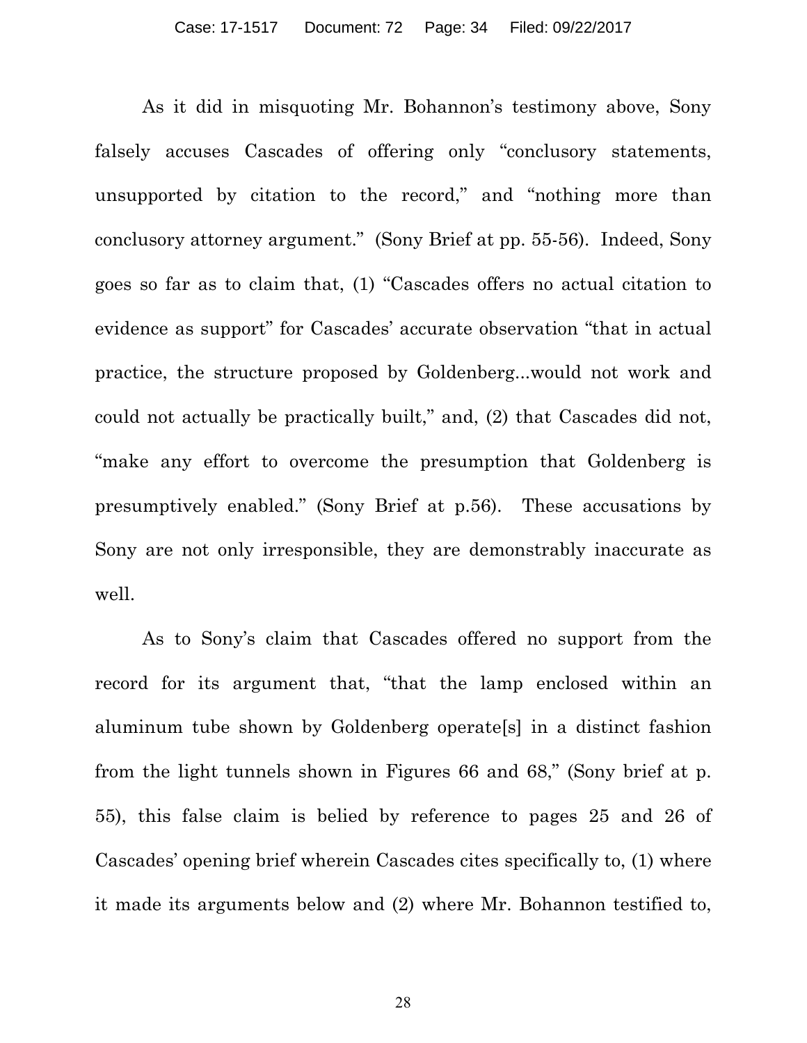As it did in misquoting Mr. Bohannon's testimony above, Sony falsely accuses Cascades of offering only "conclusory statements, unsupported by citation to the record," and "nothing more than conclusory attorney argument." (Sony Brief at pp. 55-56). Indeed, Sony goes so far as to claim that, (1) "Cascades offers no actual citation to evidence as support" for Cascades' accurate observation "that in actual practice, the structure proposed by Goldenberg...would not work and could not actually be practically built," and, (2) that Cascades did not, "make any effort to overcome the presumption that Goldenberg is presumptively enabled." (Sony Brief at p.56). These accusations by Sony are not only irresponsible, they are demonstrably inaccurate as well.

As to Sony's claim that Cascades offered no support from the record for its argument that, "that the lamp enclosed within an aluminum tube shown by Goldenberg operate[s] in a distinct fashion from the light tunnels shown in Figures 66 and 68," (Sony brief at p. 55), this false claim is belied by reference to pages 25 and 26 of Cascades' opening brief wherein Cascades cites specifically to, (1) where it made its arguments below and (2) where Mr. Bohannon testified to,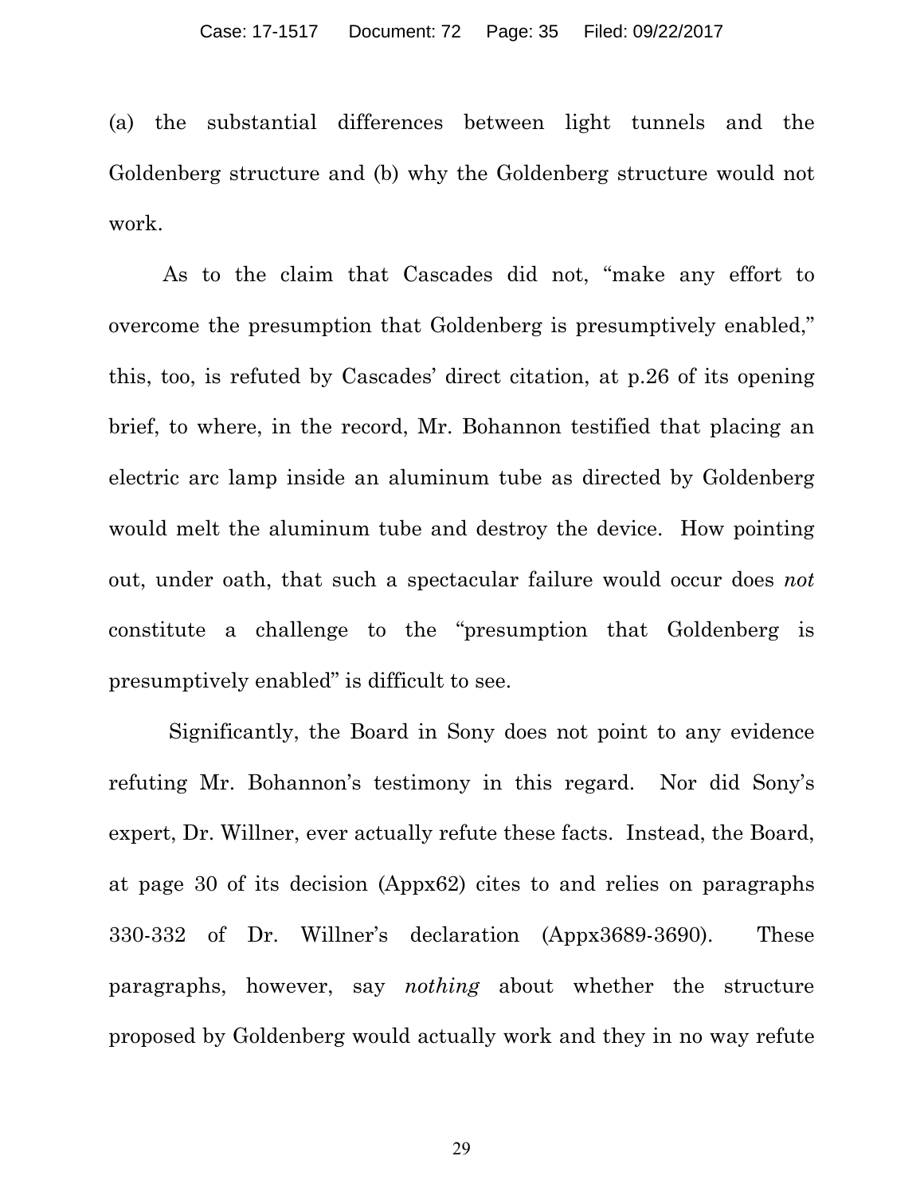(a) the substantial differences between light tunnels and the Goldenberg structure and (b) why the Goldenberg structure would not work.

As to the claim that Cascades did not, "make any effort to overcome the presumption that Goldenberg is presumptively enabled," this, too, is refuted by Cascades' direct citation, at p.26 of its opening brief, to where, in the record, Mr. Bohannon testified that placing an electric arc lamp inside an aluminum tube as directed by Goldenberg would melt the aluminum tube and destroy the device. How pointing out, under oath, that such a spectacular failure would occur does *not* constitute a challenge to the "presumption that Goldenberg is presumptively enabled" is difficult to see.

Significantly, the Board in Sony does not point to any evidence refuting Mr. Bohannon's testimony in this regard. Nor did Sony's expert, Dr. Willner, ever actually refute these facts. Instead, the Board, at page 30 of its decision (Appx62) cites to and relies on paragraphs 330-332 of Dr. Willner's declaration (Appx3689-3690). These paragraphs, however, say *nothing* about whether the structure proposed by Goldenberg would actually work and they in no way refute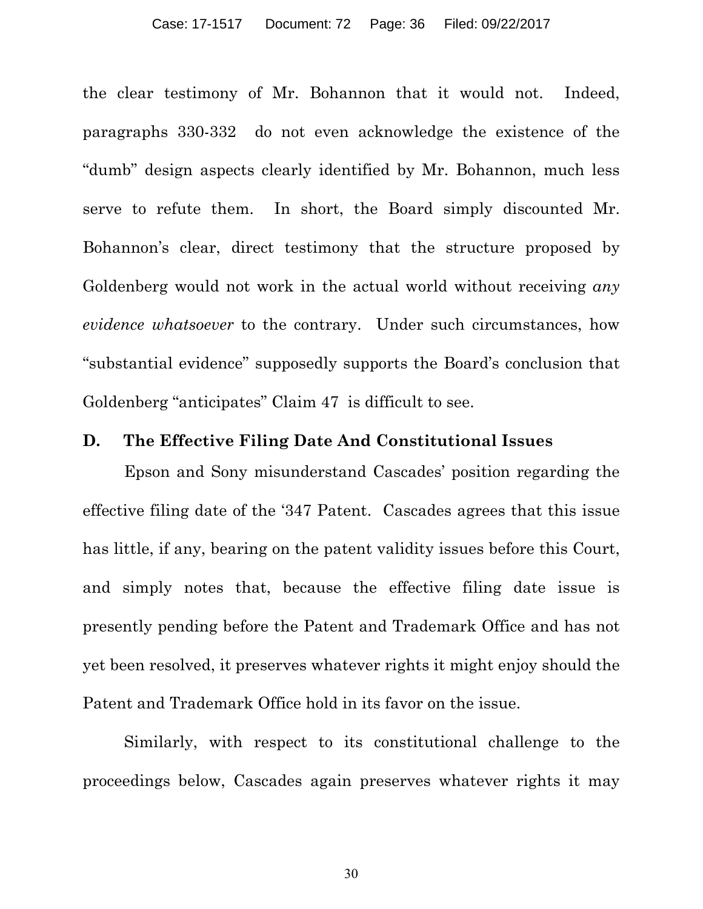the clear testimony of Mr. Bohannon that it would not. Indeed, paragraphs 330-332 do not even acknowledge the existence of the “dumb” design aspects clearly identified by Mr. Bohannon, much less serve to refute them. In short, the Board simply discounted Mr. Bohannon’s clear, direct testimony that the structure proposed by Goldenberg would not work in the actual world without receiving *any evidence whatsoever* to the contrary. Under such circumstances, how “substantial evidence” supposedly supports the Board’s conclusion that Goldenberg “anticipates” Claim 47 is difficult to see.

### D. The Effective Filing Date And Constitutional Issues

Epson and Sony misunderstand Cascades’ position regarding the effective filing date of the ‘347 Patent. Cascades agrees that this issue has little, if any, bearing on the patent validity issues before this Court, and simply notes that, because the effective filing date issue is presently pending before the Patent and Trademark Office and has not yet been resolved, it preserves whatever rights it might enjoy should the Patent and Trademark Office hold in its favor on the issue.

Similarly, with respect to its constitutional challenge to the proceedings below, Cascades again preserves whatever rights it may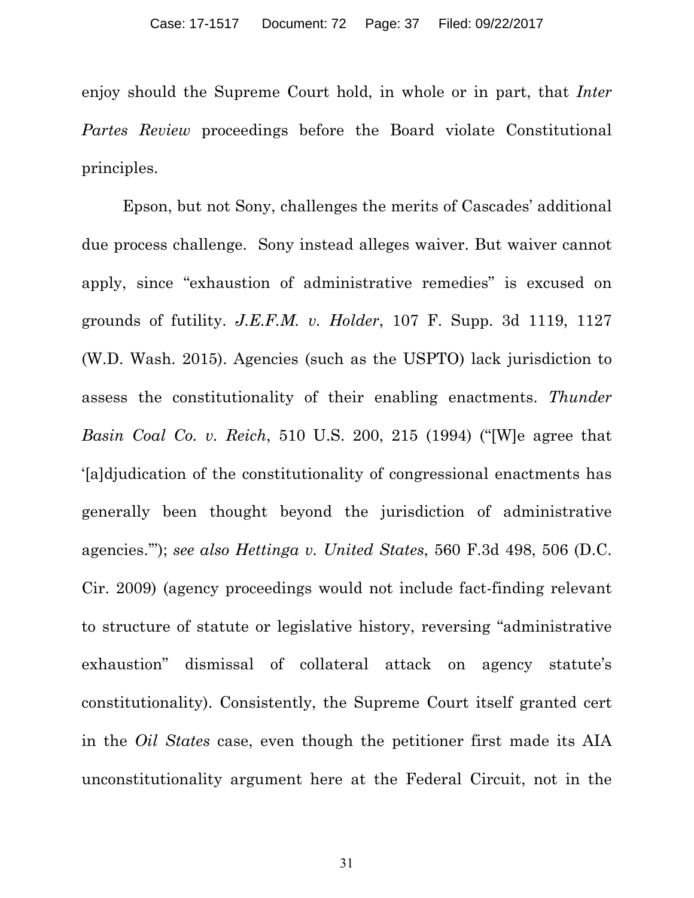enjoy should the Supreme Court hold, in whole or in part, that *Inter Partes Review* proceedings before the Board violate Constitutional principles.

Epson, but not Sony, challenges the merits of Cascades' additional due process challenge. Sony instead alleges waiver. But waiver cannot apply, since "exhaustion of administrative remedies" is excused on grounds of futility. *J.E.F.M. v. Holder*, 107 F. Supp. 3d 1119, 1127 (W.D. Wash. 2015). Agencies (such as the USPTO) lack jurisdiction to assess the constitutionality of their enabling enactments. *Thunder Basin Coal Co. v. Reich*, 510 U.S. 200, 215 (1994) ("[W]e agree that '[a]djudication of the constitutionality of congressional enactments has generally been thought beyond the jurisdiction of administrative agencies.'"); *see also Hettinga v. United States*, 560 F.3d 498, 506 (D.C. Cir. 2009) (agency proceedings would not include fact-finding relevant to structure of statute or legislative history, reversing "administrative exhaustion" dismissal of collateral attack on agency statute's constitutionality). Consistently, the Supreme Court itself granted cert in the *Oil States* case, even though the petitioner first made its AIA unconstitutionality argument here at the Federal Circuit, not in the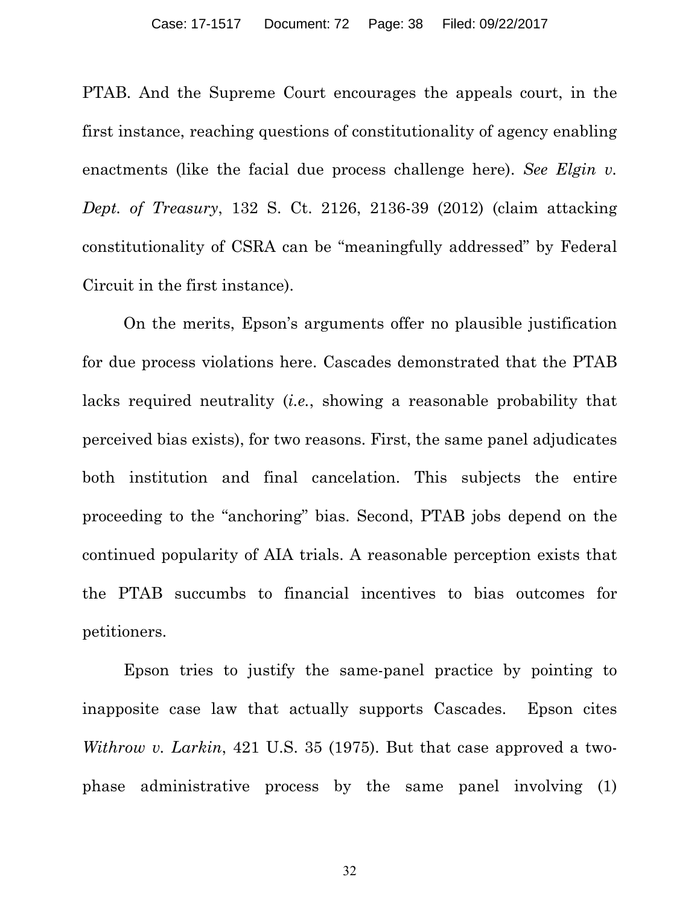PTAB. And the Supreme Court encourages the appeals court, in the first instance, reaching questions of constitutionality of agency enabling enactments (like the facial due process challenge here). *See Elgin v. Dept. of Treasury*, 132 S. Ct. 2126, 2136-39 (2012) (claim attacking constitutionality of CSRA can be "meaningfully addressed" by Federal Circuit in the first instance).

On the merits, Epson's arguments offer no plausible justification for due process violations here. Cascades demonstrated that the PTAB lacks required neutrality (*i.e.*, showing a reasonable probability that perceived bias exists), for two reasons. First, the same panel adjudicates both institution and final cancelation. This subjects the entire proceeding to the "anchoring" bias. Second, PTAB jobs depend on the continued popularity of AIA trials. A reasonable perception exists that the PTAB succumbs to financial incentives to bias outcomes for petitioners.

Epson tries to justify the same-panel practice by pointing to inapposite case law that actually supports Cascades. Epson cites *Withrow v. Larkin*, 421 U.S. 35 (1975). But that case approved a two-phase administrative process by the same panel involving (1)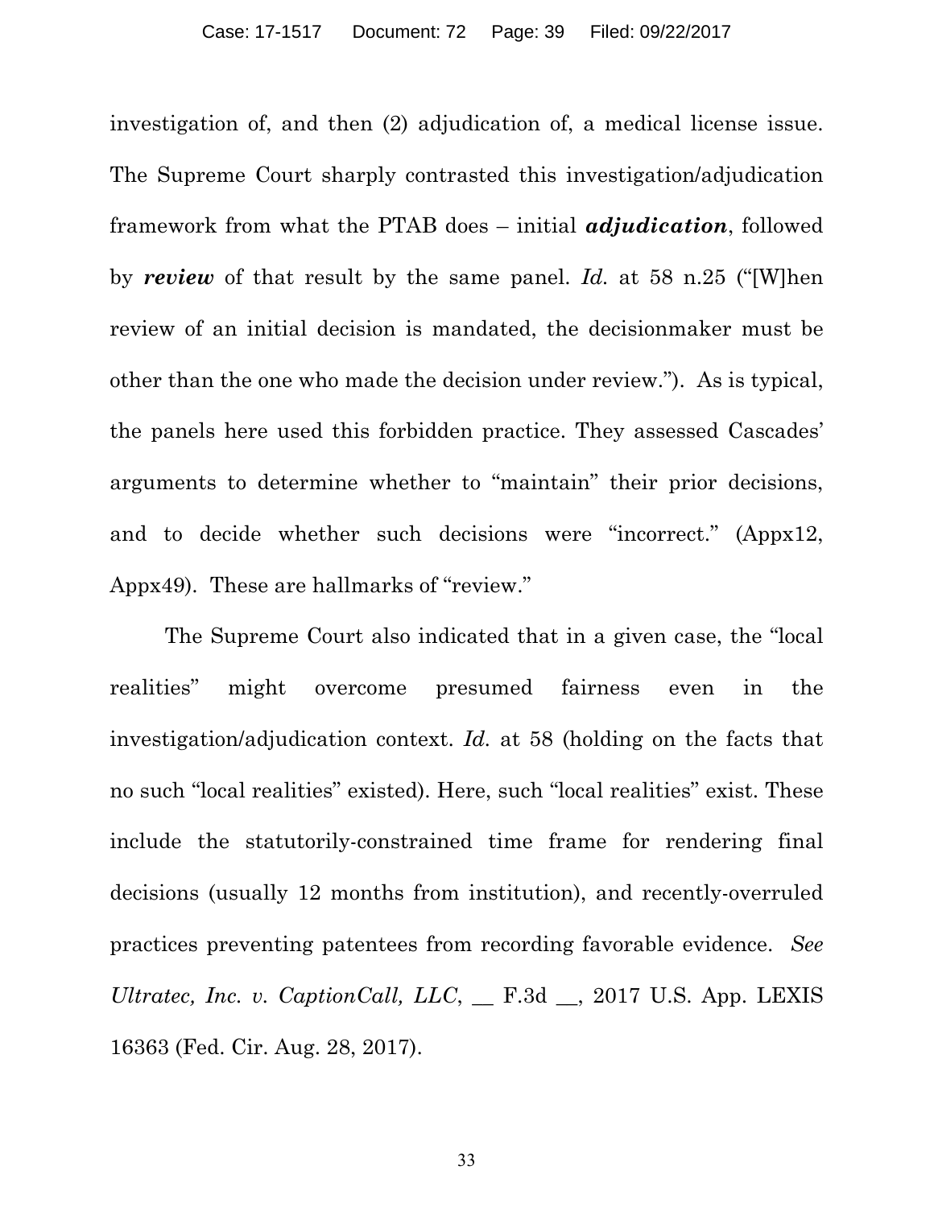investigation of, and then (2) adjudication of, a medical license issue. The Supreme Court sharply contrasted this investigation/adjudication framework from what the PTAB does – initial ***adjudication***, followed by ***review*** of that result by the same panel. *Id.* at 58 n.25 ("[W]hen review of an initial decision is mandated, the decisionmaker must be other than the one who made the decision under review."). As is typical, the panels here used this forbidden practice. They assessed Cascades' arguments to determine whether to "maintain" their prior decisions, and to decide whether such decisions were "incorrect." (Appx12, Appx49). These are hallmarks of "review."

The Supreme Court also indicated that in a given case, the "local realities" might overcome presumed fairness even in the investigation/adjudication context. *Id.* at 58 (holding on the facts that no such "local realities" existed). Here, such "local realities" exist. These include the statutorily-constrained time frame for rendering final decisions (usually 12 months from institution), and recently-overruled practices preventing patentees from recording favorable evidence. *See Ultratec, Inc. v. CaptionCall, LLC*, __ F.3d __, 2017 U.S. App. LEXIS 16363 (Fed. Cir. Aug. 28, 2017).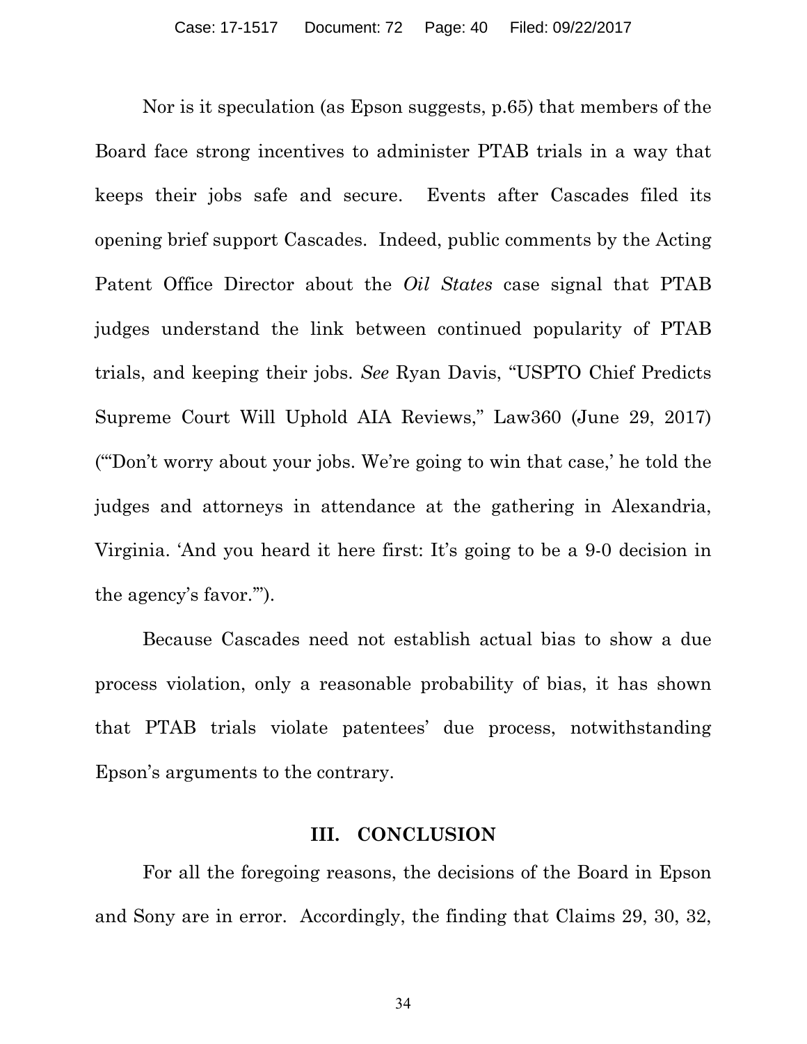Nor is it speculation (as Epson suggests, p.65) that members of the Board face strong incentives to administer PTAB trials in a way that keeps their jobs safe and secure. Events after Cascades filed its opening brief support Cascades. Indeed, public comments by the Acting Patent Office Director about the *Oil States* case signal that PTAB judges understand the link between continued popularity of PTAB trials, and keeping their jobs. *See* Ryan Davis, "USPTO Chief Predicts Supreme Court Will Uphold AIA Reviews," Law360 (June 29, 2017) ("'Don't worry about your jobs. We're going to win that case,' he told the judges and attorneys in attendance at the gathering in Alexandria, Virginia. 'And you heard it here first: It's going to be a 9-0 decision in the agency's favor.'").

Because Cascades need not establish actual bias to show a due process violation, only a reasonable probability of bias, it has shown that PTAB trials violate patentees' due process, notwithstanding Epson's arguments to the contrary.

## III. CONCLUSION

For all the foregoing reasons, the decisions of the Board in Epson and Sony are in error. Accordingly, the finding that Claims 29, 30, 32,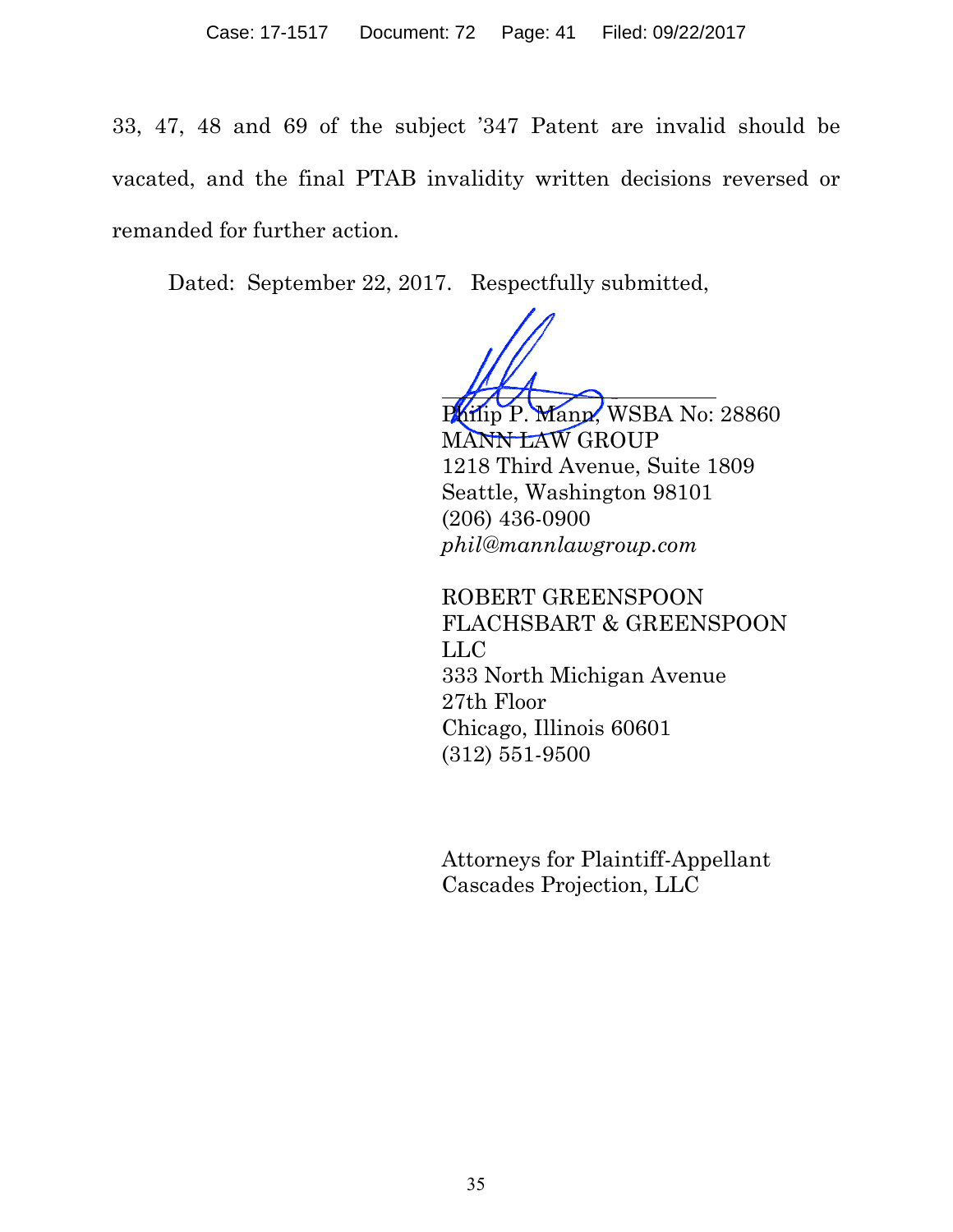33, 47, 48 and 69 of the subject '347 Patent are invalid should be vacated, and the final PTAB invalidity written decisions reversed or remanded for further action.

Dated: September 22, 2017. Respectfully submitted,

Philip P. Mann, WSBA No: 28860
MANN LAW GROUP
1218 Third Avenue, Suite 1809
Seattle, Washington 98101
(206) 436-0900
*phil@mannlawgroup.com*

ROBERT GREENSPOON
FLACHSBART & GREENSPOON LLC
333 North Michigan Avenue
27th Floor
Chicago, Illinois 60601
(312) 551-9500

Attorneys for Plaintiff-Appellant
Cascades Projection, LLC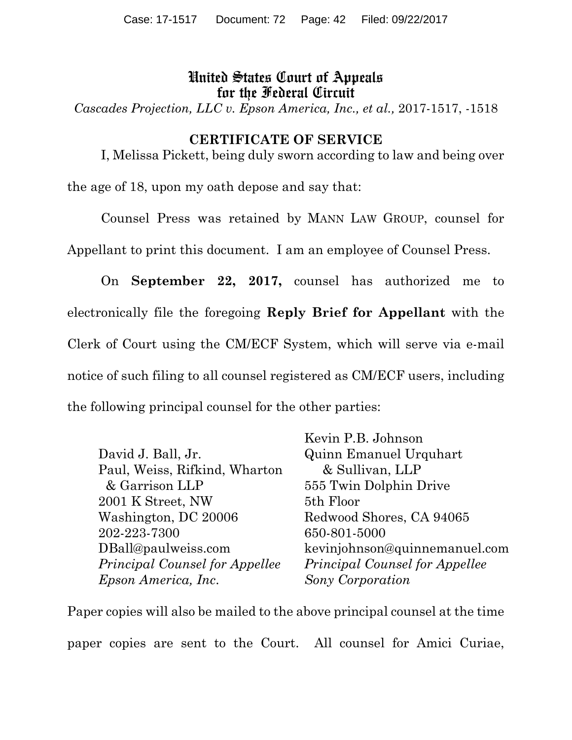United States Court of Appeals
for the Federal Circuit

*Cascades Projection, LLC v. Epson America, Inc., et al.,* 2017-1517, -1518

**CERTIFICATE OF SERVICE**

I, Melissa Pickett, being duly sworn according to law and being over the age of 18, upon my oath depose and say that:

Counsel Press was retained by MANN LAW GROUP, counsel for Appellant to print this document. I am an employee of Counsel Press.

On **September 22, 2017,** counsel has authorized me to electronically file the foregoing **Reply Brief for Appellant** with the Clerk of Court using the CM/ECF System, which will serve via e-mail notice of such filing to all counsel registered as CM/ECF users, including the following principal counsel for the other parties:

David J. Ball, Jr.
Paul, Weiss, Rifkind, Wharton & Garrison LLP
2001 K Street, NW
Washington, DC 20006
202-223-7300
DBall@paulweiss.com
*Principal Counsel for Appellee Epson America, Inc.*

Kevin P.B. Johnson
Quinn Emanuel Urquhart & Sullivan, LLP
555 Twin Dolphin Drive
5th Floor
Redwood Shores, CA 94065
650-801-5000
kevinjohnson@quinnemanuel.com
*Principal Counsel for Appellee Sony Corporation*

Paper copies will also be mailed to the above principal counsel at the time paper copies are sent to the Court. All counsel for Amici Curiae,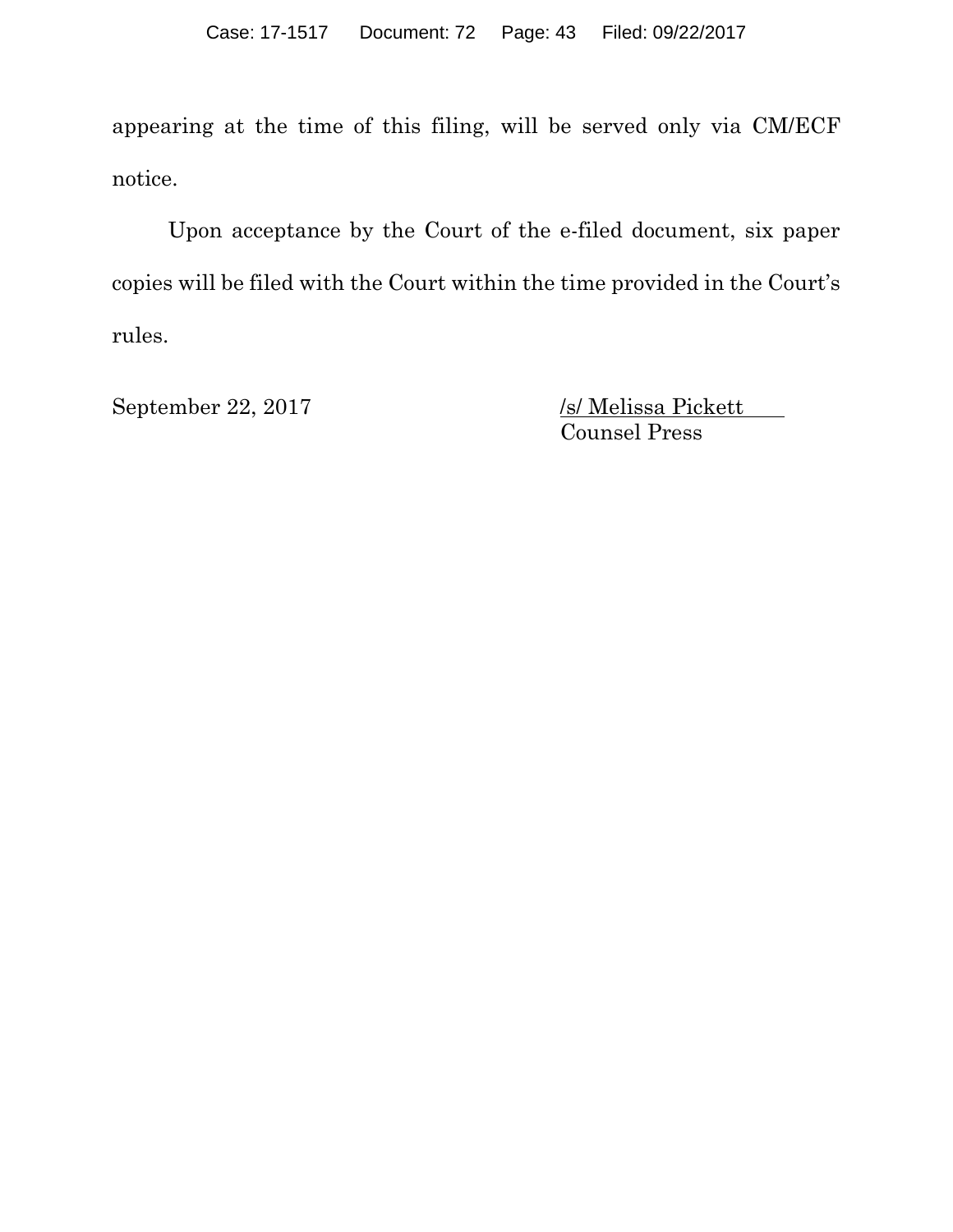appearing at the time of this filing, will be served only via CM/ECF notice.

Upon acceptance by the Court of the e-filed document, six paper copies will be filed with the Court within the time provided in the Court's rules.

September 22, 2017

/s/ Melissa Pickett
Counsel Press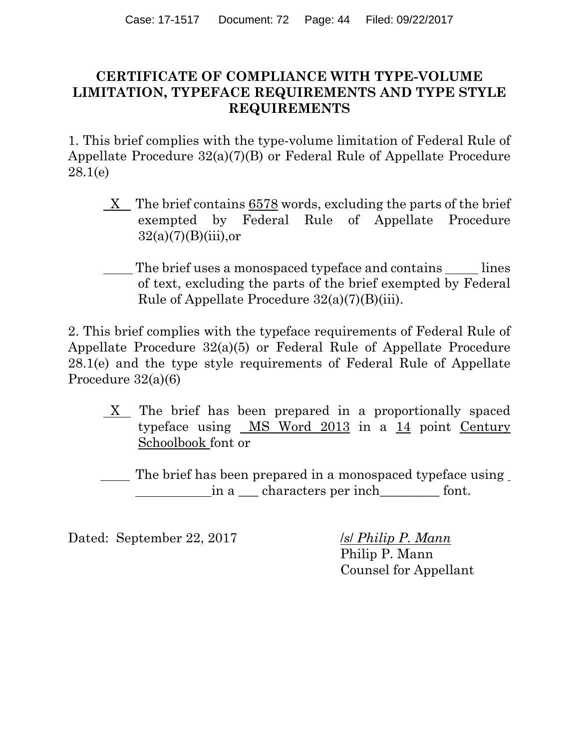**CERTIFICATE OF COMPLIANCE WITH TYPE-VOLUME LIMITATION, TYPEFACE REQUIREMENTS AND TYPE STYLE REQUIREMENTS**

1. This brief complies with the type-volume limitation of Federal Rule of Appellate Procedure 32(a)(7)(B) or Federal Rule of Appellate Procedure 28.1(e)

  X   The brief contains 6578 words, excluding the parts of the brief exempted by Federal Rule of Appellate Procedure 32(a)(7)(B)(iii),or

_____ The brief uses a monospaced typeface and contains _____ lines of text, excluding the parts of the brief exempted by Federal Rule of Appellate Procedure 32(a)(7)(B)(iii).

2. This brief complies with the typeface requirements of Federal Rule of Appellate Procedure 32(a)(5) or Federal Rule of Appellate Procedure 28.1(e) and the type style requirements of Federal Rule of Appellate Procedure 32(a)(6)

  X   The brief has been prepared in a proportionally spaced typeface using MS Word 2013 in a 14 point Century Schoolbook font or

_____ The brief has been prepared in a monospaced typeface using ___________ in a ___ characters per inch_________ font.

Dated: September 22, 2017

*/s/ Philip P. Mann*
Philip P. Mann
Counsel for Appellant